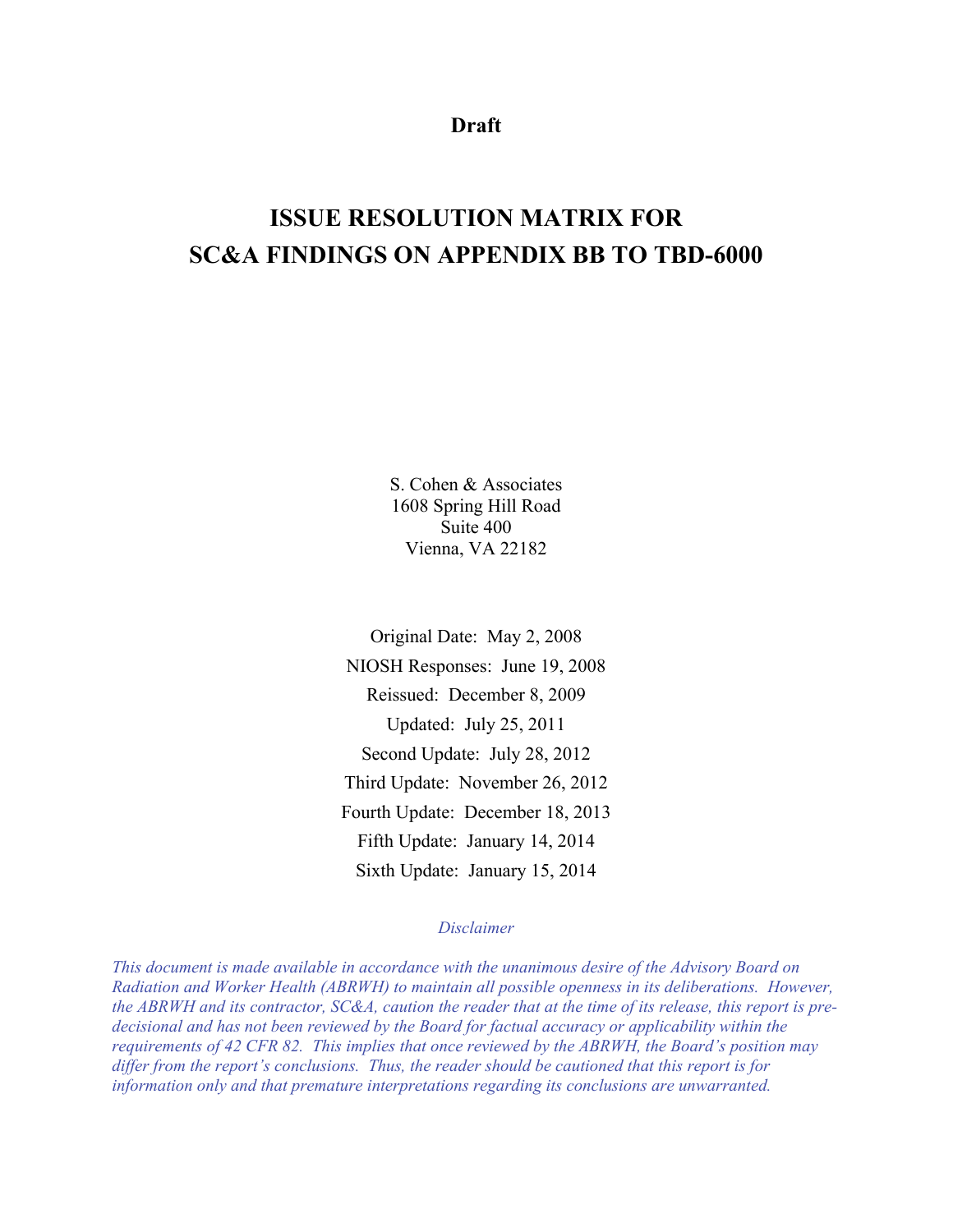**Draft**

# ISSUE RESOLUTION MATRIX FOR SC&A FINDINGS ON APPENDIX BB TO TBD-6000

S. Cohen & Associates
1608 Spring Hill Road
Suite 400
Vienna, VA 22182

Original Date: May 2, 2008
NIOSH Responses: June 19, 2008
Reissued: December 8, 2009
Updated: July 25, 2011
Second Update: July 28, 2012
Third Update: November 26, 2012
Fourth Update: December 18, 2013
Fifth Update: January 14, 2014
Sixth Update: January 15, 2014

*Disclaimer*

*This document is made available in accordance with the unanimous desire of the Advisory Board on Radiation and Worker Health (ABRWH) to maintain all possible openness in its deliberations. However, the ABRWH and its contractor, SC&A, caution the reader that at the time of its release, this report is pre-decisional and has not been reviewed by the Board for factual accuracy or applicability within the requirements of 42 CFR 82. This implies that once reviewed by the ABRWH, the Board's position may differ from the report's conclusions. Thus, the reader should be cautioned that this report is for information only and that premature interpretations regarding its conclusions are unwarranted.*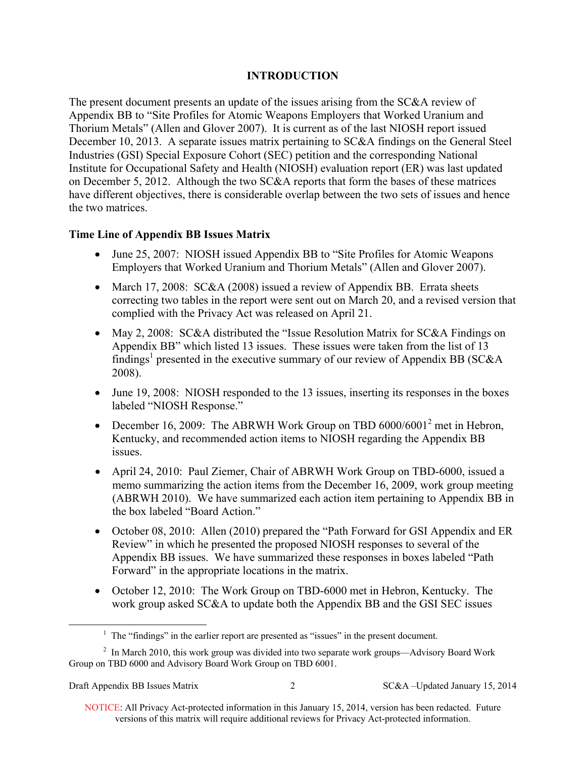## INTRODUCTION

The present document presents an update of the issues arising from the SC&A review of Appendix BB to "Site Profiles for Atomic Weapons Employers that Worked Uranium and Thorium Metals" (Allen and Glover 2007). It is current as of the last NIOSH report issued December 10, 2013. A separate issues matrix pertaining to SC&A findings on the General Steel Industries (GSI) Special Exposure Cohort (SEC) petition and the corresponding National Institute for Occupational Safety and Health (NIOSH) evaluation report (ER) was last updated on December 5, 2012. Although the two SC&A reports that form the bases of these matrices have different objectives, there is considerable overlap between the two sets of issues and hence the two matrices.

### Time Line of Appendix BB Issues Matrix

- June 25, 2007: NIOSH issued Appendix BB to "Site Profiles for Atomic Weapons Employers that Worked Uranium and Thorium Metals" (Allen and Glover 2007).
- March 17, 2008: SC&A (2008) issued a review of Appendix BB. Errata sheets correcting two tables in the report were sent out on March 20, and a revised version that complied with the Privacy Act was released on April 21.
- May 2, 2008: SC&A distributed the "Issue Resolution Matrix for SC&A Findings on Appendix BB" which listed 13 issues. These issues were taken from the list of 13 findings[1] presented in the executive summary of our review of Appendix BB (SC&A 2008).
- June 19, 2008: NIOSH responded to the 13 issues, inserting its responses in the boxes labeled "NIOSH Response."
- December 16, 2009: The ABRWH Work Group on TBD 6000/6001[2] met in Hebron, Kentucky, and recommended action items to NIOSH regarding the Appendix BB issues.
- April 24, 2010: Paul Ziemer, Chair of ABRWH Work Group on TBD-6000, issued a memo summarizing the action items from the December 16, 2009, work group meeting (ABRWH 2010). We have summarized each action item pertaining to Appendix BB in the box labeled "Board Action."
- October 08, 2010: Allen (2010) prepared the "Path Forward for GSI Appendix and ER Review" in which he presented the proposed NIOSH responses to several of the Appendix BB issues. We have summarized these responses in boxes labeled "Path Forward" in the appropriate locations in the matrix.
- October 12, 2010: The Work Group on TBD-6000 met in Hebron, Kentucky. The work group asked SC&A to update both the Appendix BB and the GSI SEC issues

[1] The "findings" in the earlier report are presented as "issues" in the present document.

[2] In March 2010, this work group was divided into two separate work groups—Advisory Board Work Group on TBD 6000 and Advisory Board Work Group on TBD 6001.

NOTICE: All Privacy Act-protected information in this January 15, 2014, version has been redacted. Future versions of this matrix will require additional reviews for Privacy Act-protected information.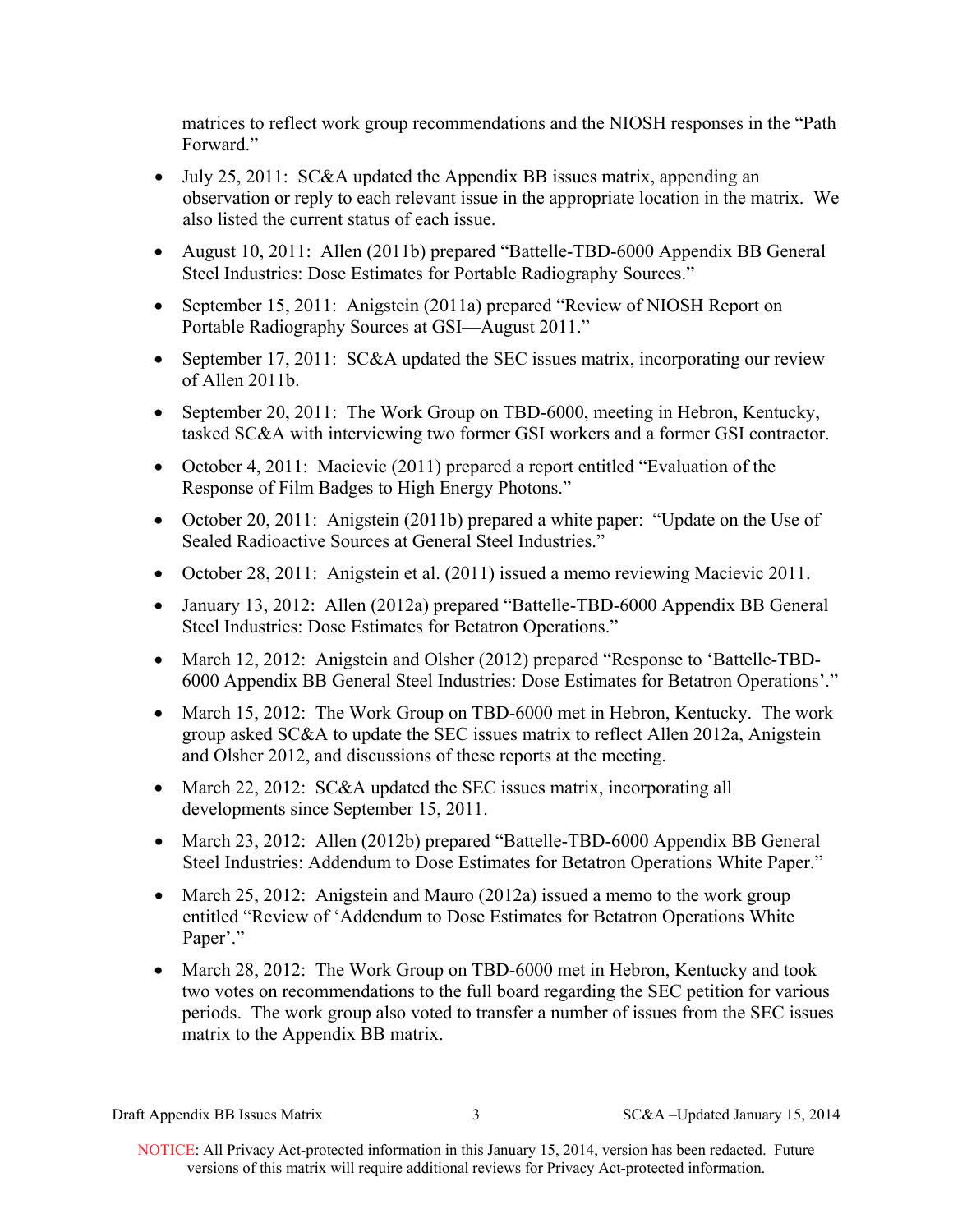matrices to reflect work group recommendations and the NIOSH responses in the "Path Forward."

- July 25, 2011: SC&A updated the Appendix BB issues matrix, appending an observation or reply to each relevant issue in the appropriate location in the matrix. We also listed the current status of each issue.
- August 10, 2011: Allen (2011b) prepared "Battelle-TBD-6000 Appendix BB General Steel Industries: Dose Estimates for Portable Radiography Sources."
- September 15, 2011: Anigstein (2011a) prepared "Review of NIOSH Report on Portable Radiography Sources at GSI—August 2011."
- September 17, 2011: SC&A updated the SEC issues matrix, incorporating our review of Allen 2011b.
- September 20, 2011: The Work Group on TBD-6000, meeting in Hebron, Kentucky, tasked SC&A with interviewing two former GSI workers and a former GSI contractor.
- October 4, 2011: Macievic (2011) prepared a report entitled "Evaluation of the Response of Film Badges to High Energy Photons."
- October 20, 2011: Anigstein (2011b) prepared a white paper: "Update on the Use of Sealed Radioactive Sources at General Steel Industries."
- October 28, 2011: Anigstein et al. (2011) issued a memo reviewing Macievic 2011.
- January 13, 2012: Allen (2012a) prepared "Battelle-TBD-6000 Appendix BB General Steel Industries: Dose Estimates for Betatron Operations."
- March 12, 2012: Anigstein and Olsher (2012) prepared "Response to 'Battelle-TBD-6000 Appendix BB General Steel Industries: Dose Estimates for Betatron Operations'."
- March 15, 2012: The Work Group on TBD-6000 met in Hebron, Kentucky. The work group asked SC&A to update the SEC issues matrix to reflect Allen 2012a, Anigstein and Olsher 2012, and discussions of these reports at the meeting.
- March 22, 2012: SC&A updated the SEC issues matrix, incorporating all developments since September 15, 2011.
- March 23, 2012: Allen (2012b) prepared "Battelle-TBD-6000 Appendix BB General Steel Industries: Addendum to Dose Estimates for Betatron Operations White Paper."
- March 25, 2012: Anigstein and Mauro (2012a) issued a memo to the work group entitled "Review of 'Addendum to Dose Estimates for Betatron Operations White Paper'."
- March 28, 2012: The Work Group on TBD-6000 met in Hebron, Kentucky and took two votes on recommendations to the full board regarding the SEC petition for various periods. The work group also voted to transfer a number of issues from the SEC issues matrix to the Appendix BB matrix.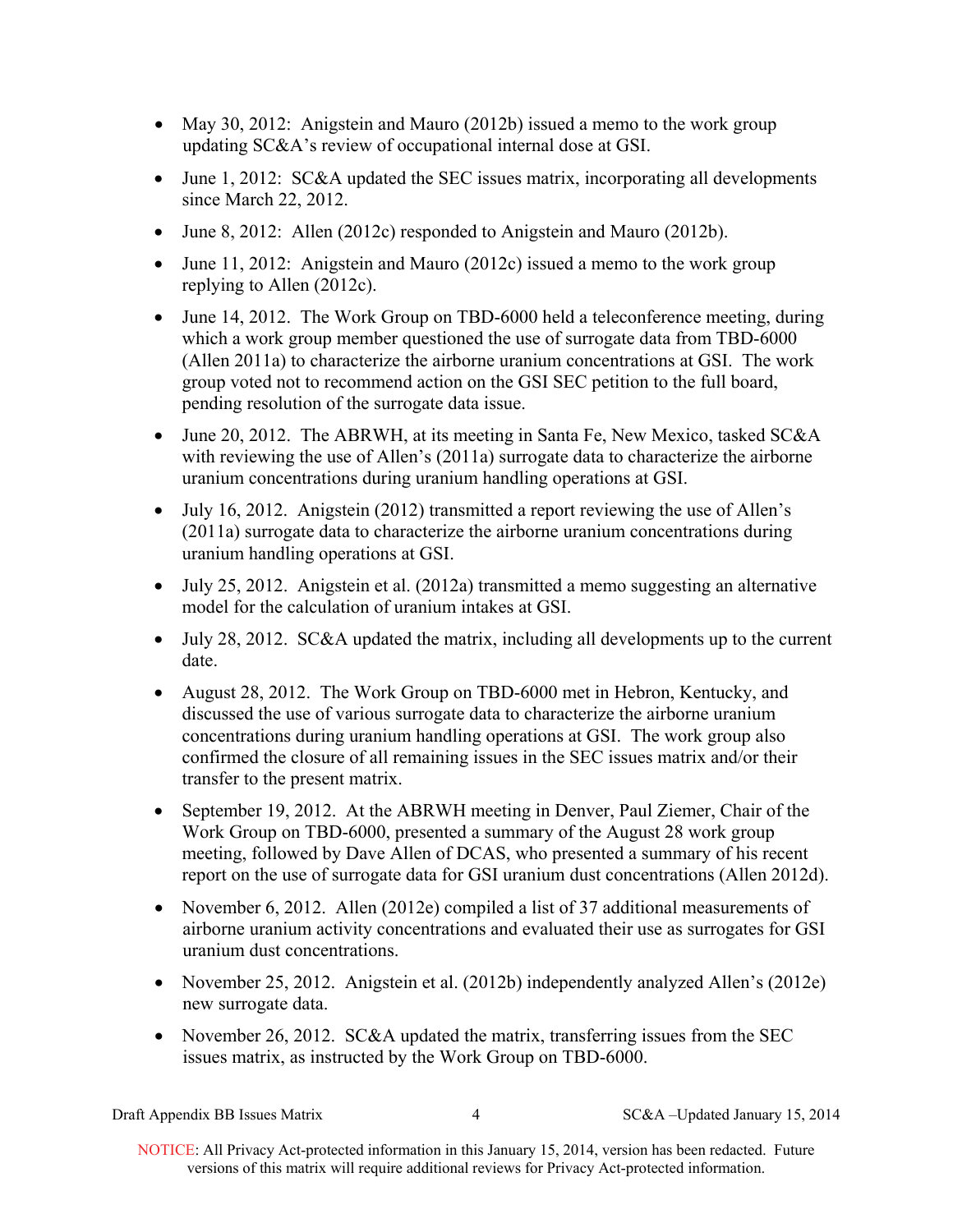- May 30, 2012: Anigstein and Mauro (2012b) issued a memo to the work group updating SC&A's review of occupational internal dose at GSI.
- June 1, 2012: SC&A updated the SEC issues matrix, incorporating all developments since March 22, 2012.
- June 8, 2012: Allen (2012c) responded to Anigstein and Mauro (2012b).
- June 11, 2012: Anigstein and Mauro (2012c) issued a memo to the work group replying to Allen (2012c).
- June 14, 2012. The Work Group on TBD-6000 held a teleconference meeting, during which a work group member questioned the use of surrogate data from TBD-6000 (Allen 2011a) to characterize the airborne uranium concentrations at GSI. The work group voted not to recommend action on the GSI SEC petition to the full board, pending resolution of the surrogate data issue.
- June 20, 2012. The ABRWH, at its meeting in Santa Fe, New Mexico, tasked SC&A with reviewing the use of Allen's (2011a) surrogate data to characterize the airborne uranium concentrations during uranium handling operations at GSI.
- July 16, 2012. Anigstein (2012) transmitted a report reviewing the use of Allen's (2011a) surrogate data to characterize the airborne uranium concentrations during uranium handling operations at GSI.
- July 25, 2012. Anigstein et al. (2012a) transmitted a memo suggesting an alternative model for the calculation of uranium intakes at GSI.
- July 28, 2012. SC&A updated the matrix, including all developments up to the current date.
- August 28, 2012. The Work Group on TBD-6000 met in Hebron, Kentucky, and discussed the use of various surrogate data to characterize the airborne uranium concentrations during uranium handling operations at GSI. The work group also confirmed the closure of all remaining issues in the SEC issues matrix and/or their transfer to the present matrix.
- September 19, 2012. At the ABRWH meeting in Denver, Paul Ziemer, Chair of the Work Group on TBD-6000, presented a summary of the August 28 work group meeting, followed by Dave Allen of DCAS, who presented a summary of his recent report on the use of surrogate data for GSI uranium dust concentrations (Allen 2012d).
- November 6, 2012. Allen (2012e) compiled a list of 37 additional measurements of airborne uranium activity concentrations and evaluated their use as surrogates for GSI uranium dust concentrations.
- November 25, 2012. Anigstein et al. (2012b) independently analyzed Allen's (2012e) new surrogate data.
- November 26, 2012. SC&A updated the matrix, transferring issues from the SEC issues matrix, as instructed by the Work Group on TBD-6000.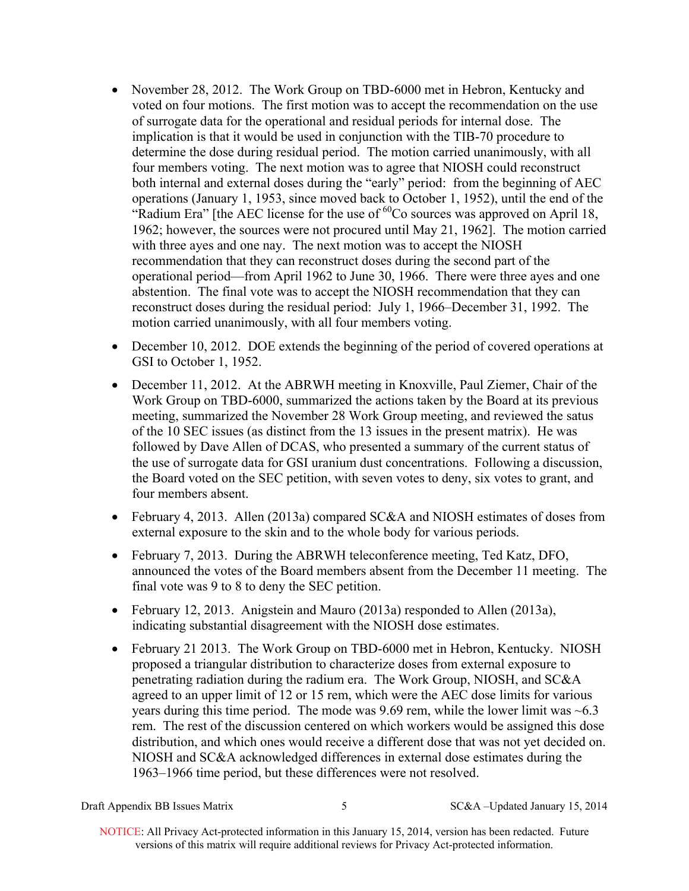- November 28, 2012. The Work Group on TBD-6000 met in Hebron, Kentucky and voted on four motions. The first motion was to accept the recommendation on the use of surrogate data for the operational and residual periods for internal dose. The implication is that it would be used in conjunction with the TIB-70 procedure to determine the dose during residual period. The motion carried unanimously, with all four members voting. The next motion was to agree that NIOSH could reconstruct both internal and external doses during the "early" period: from the beginning of AEC operations (January 1, 1953, since moved back to October 1, 1952), until the end of the "Radium Era" [the AEC license for the use of $^{60}$Co sources was approved on April 18, 1962; however, the sources were not procured until May 21, 1962]. The motion carried with three ayes and one nay. The next motion was to accept the NIOSH recommendation that they can reconstruct doses during the second part of the operational period—from April 1962 to June 30, 1966. There were three ayes and one abstention. The final vote was to accept the NIOSH recommendation that they can reconstruct doses during the residual period: July 1, 1966–December 31, 1992. The motion carried unanimously, with all four members voting.
- December 10, 2012. DOE extends the beginning of the period of covered operations at GSI to October 1, 1952.
- December 11, 2012. At the ABRWH meeting in Knoxville, Paul Ziemer, Chair of the Work Group on TBD-6000, summarized the actions taken by the Board at its previous meeting, summarized the November 28 Work Group meeting, and reviewed the satus of the 10 SEC issues (as distinct from the 13 issues in the present matrix). He was followed by Dave Allen of DCAS, who presented a summary of the current status of the use of surrogate data for GSI uranium dust concentrations. Following a discussion, the Board voted on the SEC petition, with seven votes to deny, six votes to grant, and four members absent.
- February 4, 2013. Allen (2013a) compared SC&A and NIOSH estimates of doses from external exposure to the skin and to the whole body for various periods.
- February 7, 2013. During the ABRWH teleconference meeting, Ted Katz, DFO, announced the votes of the Board members absent from the December 11 meeting. The final vote was 9 to 8 to deny the SEC petition.
- February 12, 2013. Anigstein and Mauro (2013a) responded to Allen (2013a), indicating substantial disagreement with the NIOSH dose estimates.
- February 21 2013. The Work Group on TBD-6000 met in Hebron, Kentucky. NIOSH proposed a triangular distribution to characterize doses from external exposure to penetrating radiation during the radium era. The Work Group, NIOSH, and SC&A agreed to an upper limit of 12 or 15 rem, which were the AEC dose limits for various years during this time period. The mode was 9.69 rem, while the lower limit was ~6.3 rem. The rest of the discussion centered on which workers would be assigned this dose distribution, and which ones would receive a different dose that was not yet decided on. NIOSH and SC&A acknowledged differences in external dose estimates during the 1963–1966 time period, but these differences were not resolved.

NOTICE: All Privacy Act-protected information in this January 15, 2014, version has been redacted. Future versions of this matrix will require additional reviews for Privacy Act-protected information.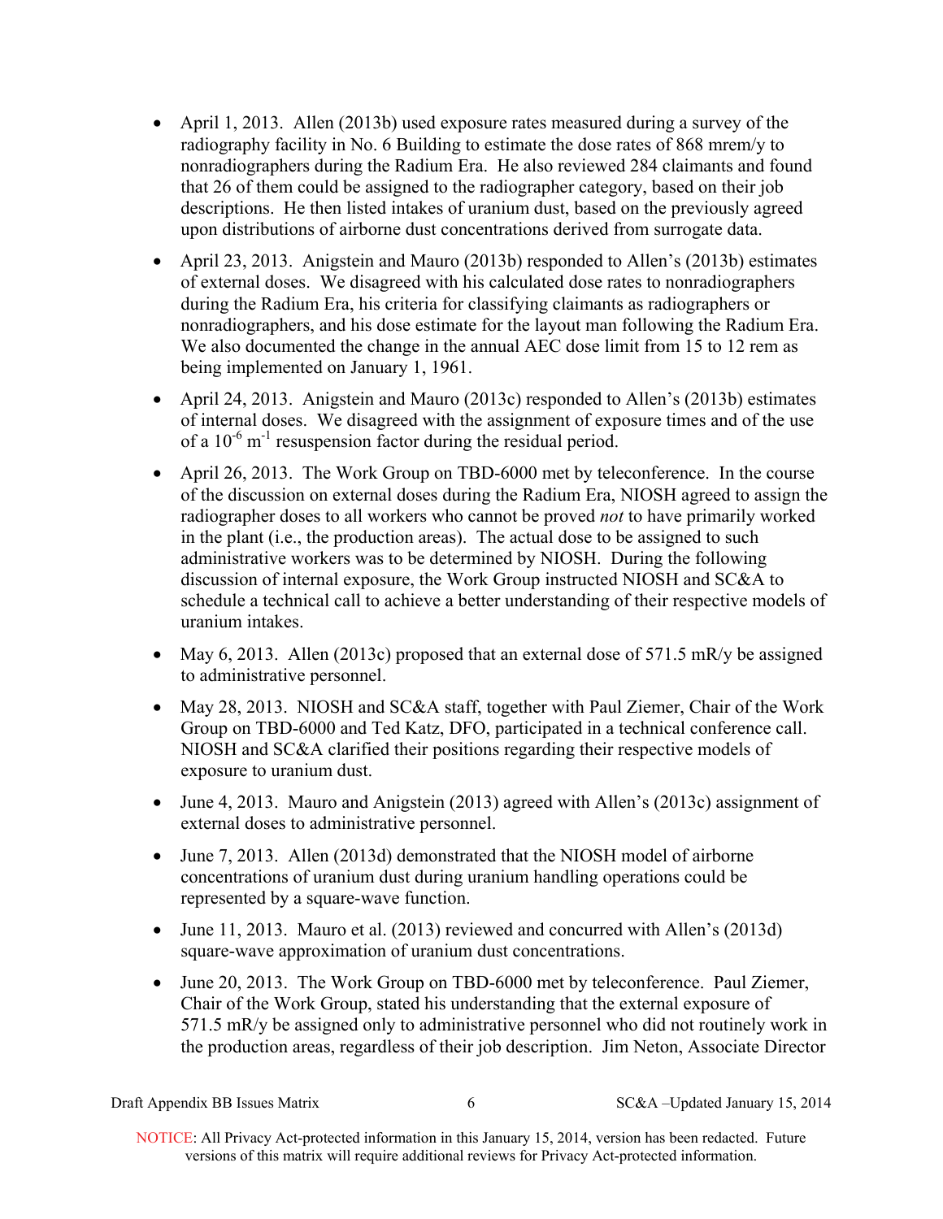- April 1, 2013. Allen (2013b) used exposure rates measured during a survey of the radiography facility in No. 6 Building to estimate the dose rates of 868 mrem/y to nonradiographers during the Radium Era. He also reviewed 284 claimants and found that 26 of them could be assigned to the radiographer category, based on their job descriptions. He then listed intakes of uranium dust, based on the previously agreed upon distributions of airborne dust concentrations derived from surrogate data.
- April 23, 2013. Anigstein and Mauro (2013b) responded to Allen's (2013b) estimates of external doses. We disagreed with his calculated dose rates to nonradiographers during the Radium Era, his criteria for classifying claimants as radiographers or nonradiographers, and his dose estimate for the layout man following the Radium Era. We also documented the change in the annual AEC dose limit from 15 to 12 rem as being implemented on January 1, 1961.
- April 24, 2013. Anigstein and Mauro (2013c) responded to Allen's (2013b) estimates of internal doses. We disagreed with the assignment of exposure times and of the use of a $10^{-6}$ $m^{-1}$ resuspension factor during the residual period.
- April 26, 2013. The Work Group on TBD-6000 met by teleconference. In the course of the discussion on external doses during the Radium Era, NIOSH agreed to assign the radiographer doses to all workers who cannot be proved *not* to have primarily worked in the plant (i.e., the production areas). The actual dose to be assigned to such administrative workers was to be determined by NIOSH. During the following discussion of internal exposure, the Work Group instructed NIOSH and SC&A to schedule a technical call to achieve a better understanding of their respective models of uranium intakes.
- May 6, 2013. Allen (2013c) proposed that an external dose of 571.5 mR/y be assigned to administrative personnel.
- May 28, 2013. NIOSH and SC&A staff, together with Paul Ziemer, Chair of the Work Group on TBD-6000 and Ted Katz, DFO, participated in a technical conference call. NIOSH and SC&A clarified their positions regarding their respective models of exposure to uranium dust.
- June 4, 2013. Mauro and Anigstein (2013) agreed with Allen's (2013c) assignment of external doses to administrative personnel.
- June 7, 2013. Allen (2013d) demonstrated that the NIOSH model of airborne concentrations of uranium dust during uranium handling operations could be represented by a square-wave function.
- June 11, 2013. Mauro et al. (2013) reviewed and concurred with Allen's (2013d) square-wave approximation of uranium dust concentrations.
- June 20, 2013. The Work Group on TBD-6000 met by teleconference. Paul Ziemer, Chair of the Work Group, stated his understanding that the external exposure of 571.5 mR/y be assigned only to administrative personnel who did not routinely work in the production areas, regardless of their job description. Jim Neton, Associate Director

NOTICE: All Privacy Act-protected information in this January 15, 2014, version has been redacted. Future versions of this matrix will require additional reviews for Privacy Act-protected information.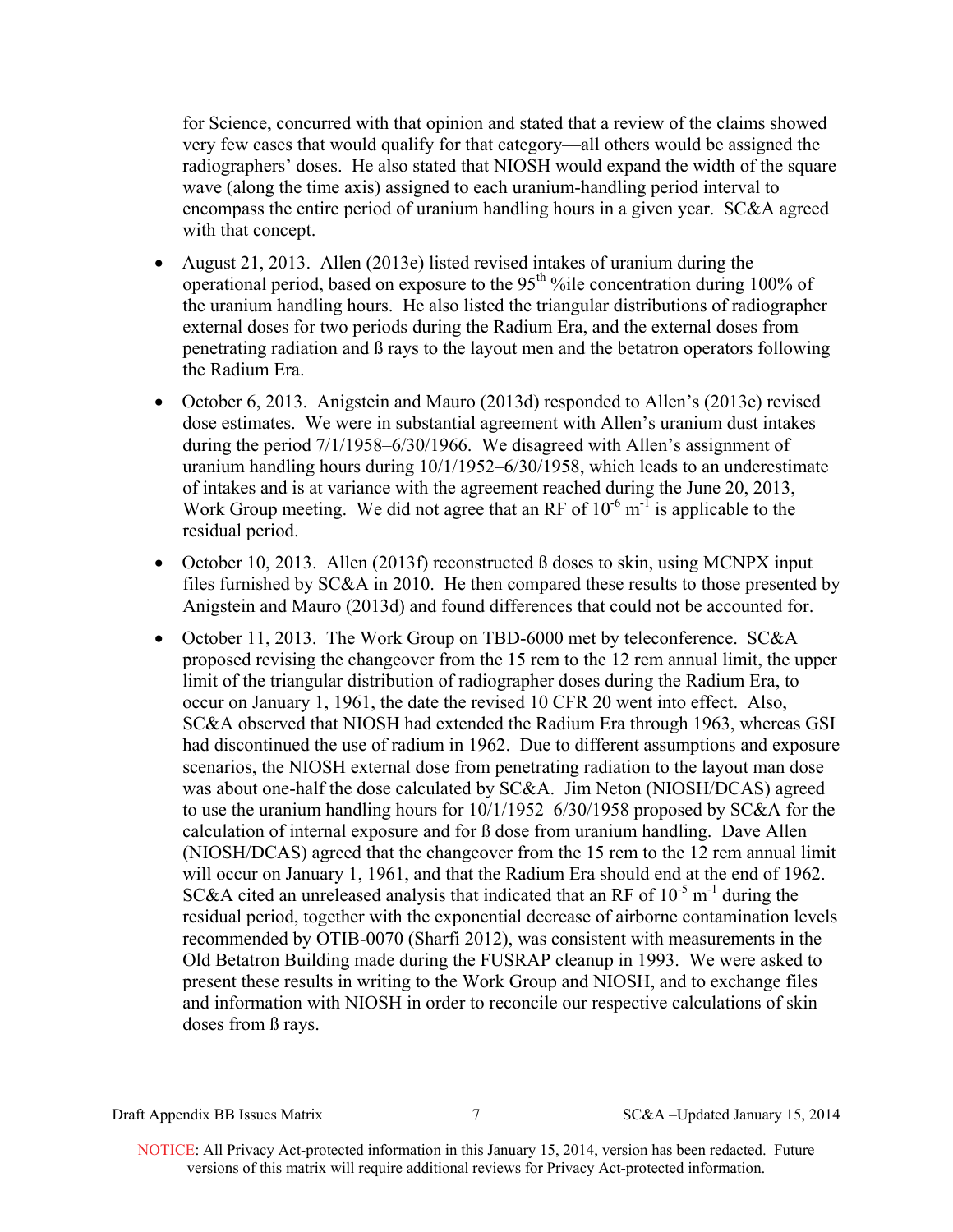for Science, concurred with that opinion and stated that a review of the claims showed very few cases that would qualify for that category—all others would be assigned the radiographers' doses. He also stated that NIOSH would expand the width of the square wave (along the time axis) assigned to each uranium-handling period interval to encompass the entire period of uranium handling hours in a given year. SC&A agreed with that concept.

- August 21, 2013. Allen (2013e) listed revised intakes of uranium during the operational period, based on exposure to the 95th %ile concentration during 100% of the uranium handling hours. He also listed the triangular distributions of radiographer external doses for two periods during the Radium Era, and the external doses from penetrating radiation and ß rays to the layout men and the betatron operators following the Radium Era.

- October 6, 2013. Anigstein and Mauro (2013d) responded to Allen's (2013e) revised dose estimates. We were in substantial agreement with Allen's uranium dust intakes during the period 7/1/1958–6/30/1966. We disagreed with Allen's assignment of uranium handling hours during 10/1/1952–6/30/1958, which leads to an underestimate of intakes and is at variance with the agreement reached during the June 20, 2013, Work Group meeting. We did not agree that an RF of $10^{-6}$ $m^{-1}$ is applicable to the residual period.

- October 10, 2013. Allen (2013f) reconstructed ß doses to skin, using MCNPX input files furnished by SC&A in 2010. He then compared these results to those presented by Anigstein and Mauro (2013d) and found differences that could not be accounted for.

- October 11, 2013. The Work Group on TBD-6000 met by teleconference. SC&A proposed revising the changeover from the 15 rem to the 12 rem annual limit, the upper limit of the triangular distribution of radiographer doses during the Radium Era, to occur on January 1, 1961, the date the revised 10 CFR 20 went into effect. Also, SC&A observed that NIOSH had extended the Radium Era through 1963, whereas GSI had discontinued the use of radium in 1962. Due to different assumptions and exposure scenarios, the NIOSH external dose from penetrating radiation to the layout man dose was about one-half the dose calculated by SC&A. Jim Neton (NIOSH/DCAS) agreed to use the uranium handling hours for 10/1/1952–6/30/1958 proposed by SC&A for the calculation of internal exposure and for ß dose from uranium handling. Dave Allen (NIOSH/DCAS) agreed that the changeover from the 15 rem to the 12 rem annual limit will occur on January 1, 1961, and that the Radium Era should end at the end of 1962. SC&A cited an unreleased analysis that indicated that an RF of $10^{-5}$ $m^{-1}$ during the residual period, together with the exponential decrease of airborne contamination levels recommended by OTIB-0070 (Sharfi 2012), was consistent with measurements in the Old Betatron Building made during the FUSRAP cleanup in 1993. We were asked to present these results in writing to the Work Group and NIOSH, and to exchange files and information with NIOSH in order to reconcile our respective calculations of skin doses from ß rays.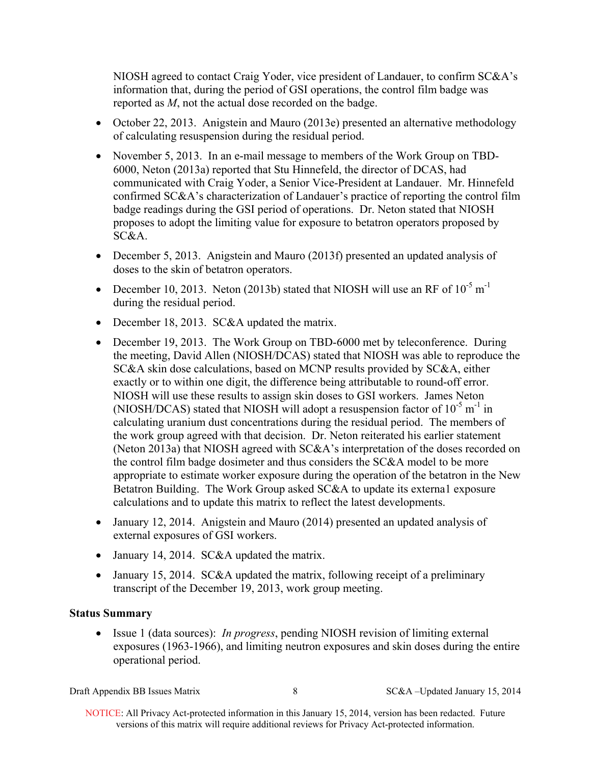NIOSH agreed to contact Craig Yoder, vice president of Landauer, to confirm SC&A's information that, during the period of GSI operations, the control film badge was reported as *M*, not the actual dose recorded on the badge.

- October 22, 2013. Anigstein and Mauro (2013e) presented an alternative methodology of calculating resuspension during the residual period.
- November 5, 2013. In an e-mail message to members of the Work Group on TBD-6000, Neton (2013a) reported that Stu Hinnefeld, the director of DCAS, had communicated with Craig Yoder, a Senior Vice-President at Landauer. Mr. Hinnefeld confirmed SC&A's characterization of Landauer's practice of reporting the control film badge readings during the GSI period of operations. Dr. Neton stated that NIOSH proposes to adopt the limiting value for exposure to betatron operators proposed by SC&A.
- December 5, 2013. Anigstein and Mauro (2013f) presented an updated analysis of doses to the skin of betatron operators.
- December 10, 2013. Neton (2013b) stated that NIOSH will use an RF of $10^{-5}$ $m^{-1}$ during the residual period.
- December 18, 2013. SC&A updated the matrix.
- December 19, 2013. The Work Group on TBD-6000 met by teleconference. During the meeting, David Allen (NIOSH/DCAS) stated that NIOSH was able to reproduce the SC&A skin dose calculations, based on MCNP results provided by SC&A, either exactly or to within one digit, the difference being attributable to round-off error. NIOSH will use these results to assign skin doses to GSI workers. James Neton (NIOSH/DCAS) stated that NIOSH will adopt a resuspension factor of $10^{-5}$ $m^{-1}$ in calculating uranium dust concentrations during the residual period. The members of the work group agreed with that decision. Dr. Neton reiterated his earlier statement (Neton 2013a) that NIOSH agreed with SC&A's interpretation of the doses recorded on the control film badge dosimeter and thus considers the SC&A model to be more appropriate to estimate worker exposure during the operation of the betatron in the New Betatron Building. The Work Group asked SC&A to update its externa1 exposure calculations and to update this matrix to reflect the latest developments.
- January 12, 2014. Anigstein and Mauro (2014) presented an updated analysis of external exposures of GSI workers.
- January 14, 2014. SC&A updated the matrix.
- January 15, 2014. SC&A updated the matrix, following receipt of a preliminary transcript of the December 19, 2013, work group meeting.

**Status Summary**

- Issue 1 (data sources): *In progress*, pending NIOSH revision of limiting external exposures (1963-1966), and limiting neutron exposures and skin doses during the entire operational period.

NOTICE: All Privacy Act-protected information in this January 15, 2014, version has been redacted. Future versions of this matrix will require additional reviews for Privacy Act-protected information.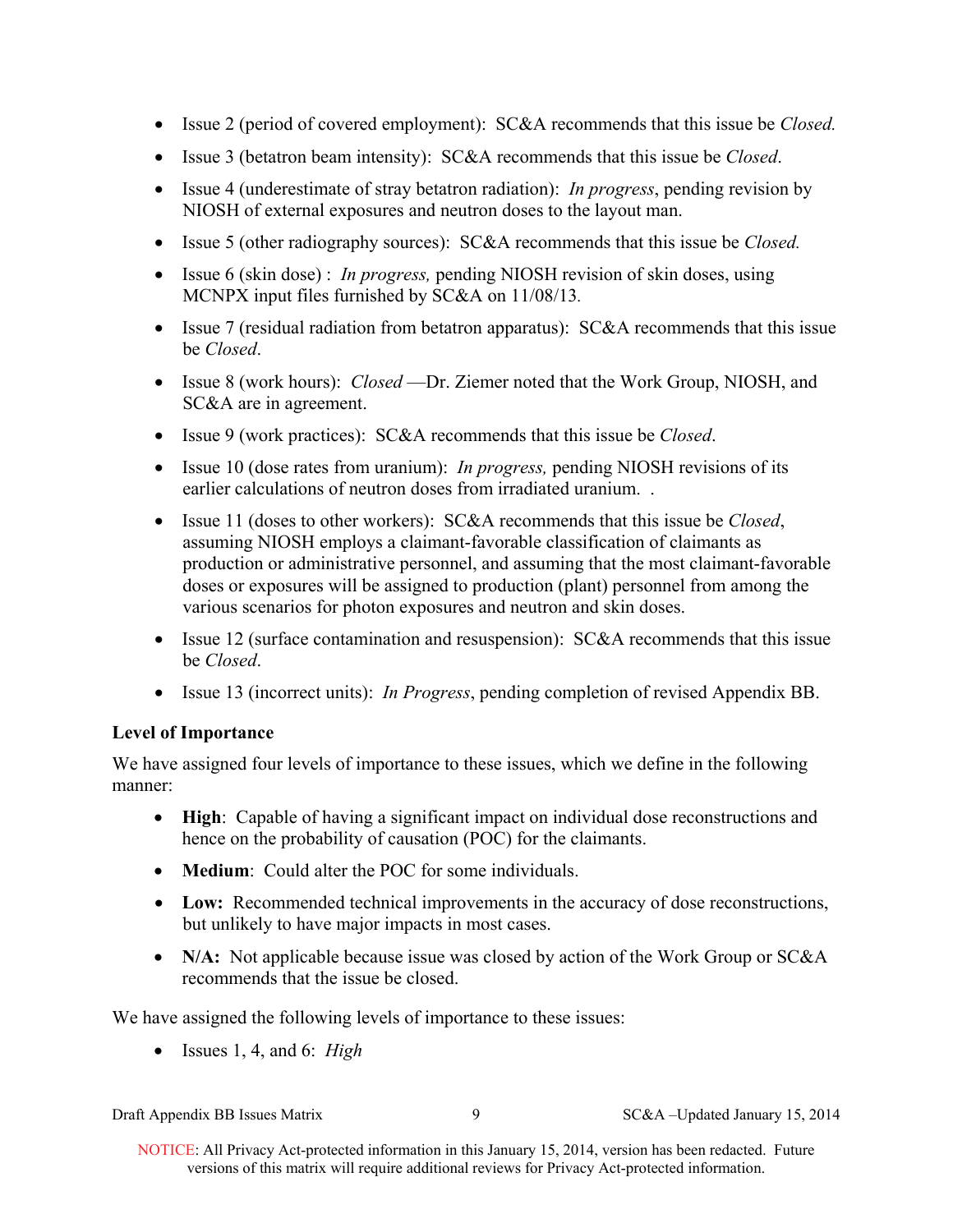- Issue 2 (period of covered employment): SC&A recommends that this issue be *Closed.*
- Issue 3 (betatron beam intensity): SC&A recommends that this issue be *Closed*.
- Issue 4 (underestimate of stray betatron radiation): *In progress*, pending revision by NIOSH of external exposures and neutron doses to the layout man.
- Issue 5 (other radiography sources): SC&A recommends that this issue be *Closed.*
- Issue 6 (skin dose) : *In progress,* pending NIOSH revision of skin doses, using MCNPX input files furnished by SC&A on 11/08/13.
- Issue 7 (residual radiation from betatron apparatus): SC&A recommends that this issue be *Closed*.
- Issue 8 (work hours): *Closed* —Dr. Ziemer noted that the Work Group, NIOSH, and SC&A are in agreement.
- Issue 9 (work practices): SC&A recommends that this issue be *Closed*.
- Issue 10 (dose rates from uranium): *In progress,* pending NIOSH revisions of its earlier calculations of neutron doses from irradiated uranium. .
- Issue 11 (doses to other workers): SC&A recommends that this issue be *Closed*, assuming NIOSH employs a claimant-favorable classification of claimants as production or administrative personnel, and assuming that the most claimant-favorable doses or exposures will be assigned to production (plant) personnel from among the various scenarios for photon exposures and neutron and skin doses.
- Issue 12 (surface contamination and resuspension): SC&A recommends that this issue be *Closed*.
- Issue 13 (incorrect units): *In Progress*, pending completion of revised Appendix BB.

**Level of Importance**

We have assigned four levels of importance to these issues, which we define in the following manner:

- **High**: Capable of having a significant impact on individual dose reconstructions and hence on the probability of causation (POC) for the claimants.
- **Medium**: Could alter the POC for some individuals.
- **Low:** Recommended technical improvements in the accuracy of dose reconstructions, but unlikely to have major impacts in most cases.
- **N/A:** Not applicable because issue was closed by action of the Work Group or SC&A recommends that the issue be closed.

We have assigned the following levels of importance to these issues:

- Issues 1, 4, and 6: *High*

NOTICE: All Privacy Act-protected information in this January 15, 2014, version has been redacted. Future versions of this matrix will require additional reviews for Privacy Act-protected information.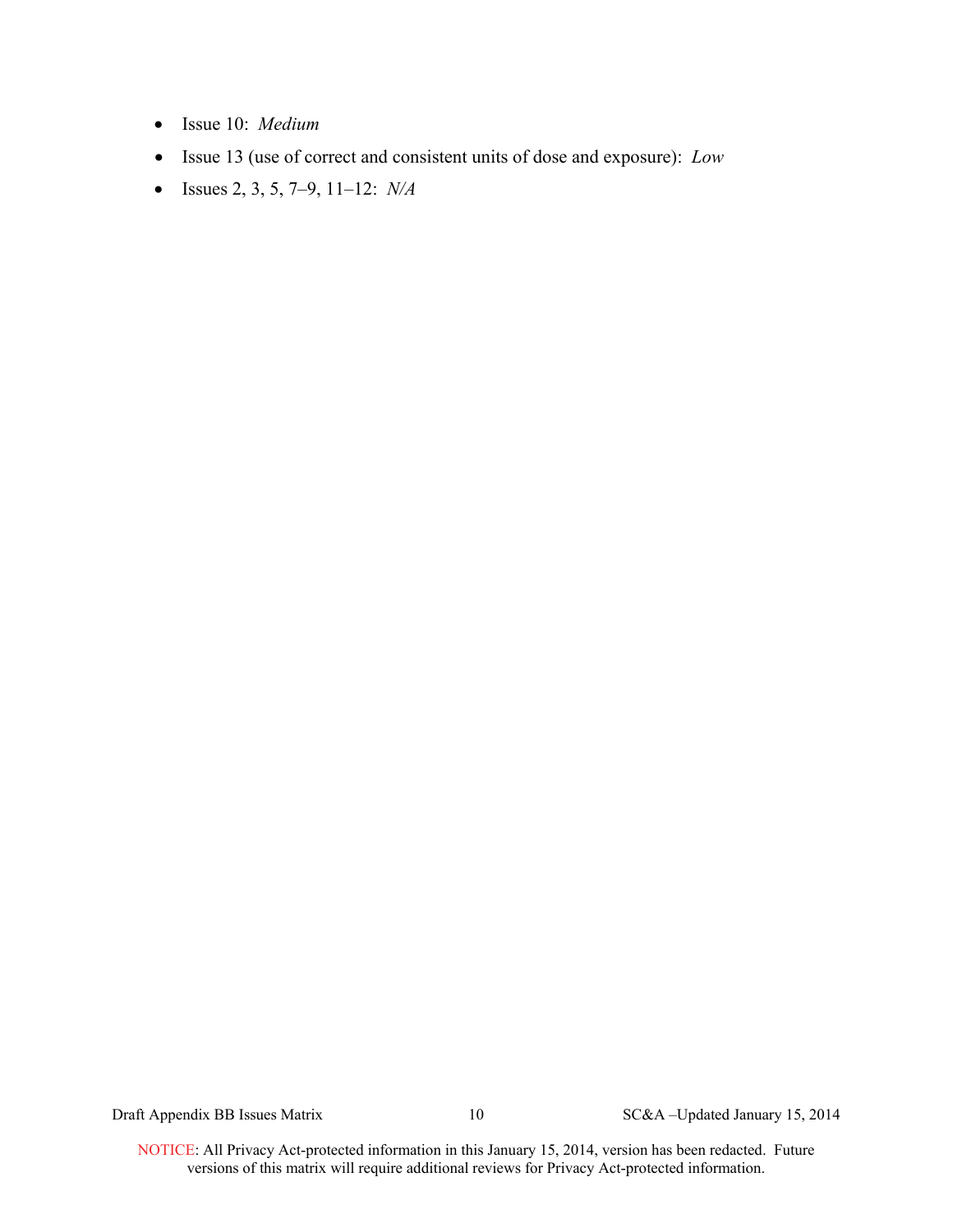- Issue 10: *Medium*
- Issue 13 (use of correct and consistent units of dose and exposure): *Low*
- Issues 2, 3, 5, 7–9, 11–12: *N/A*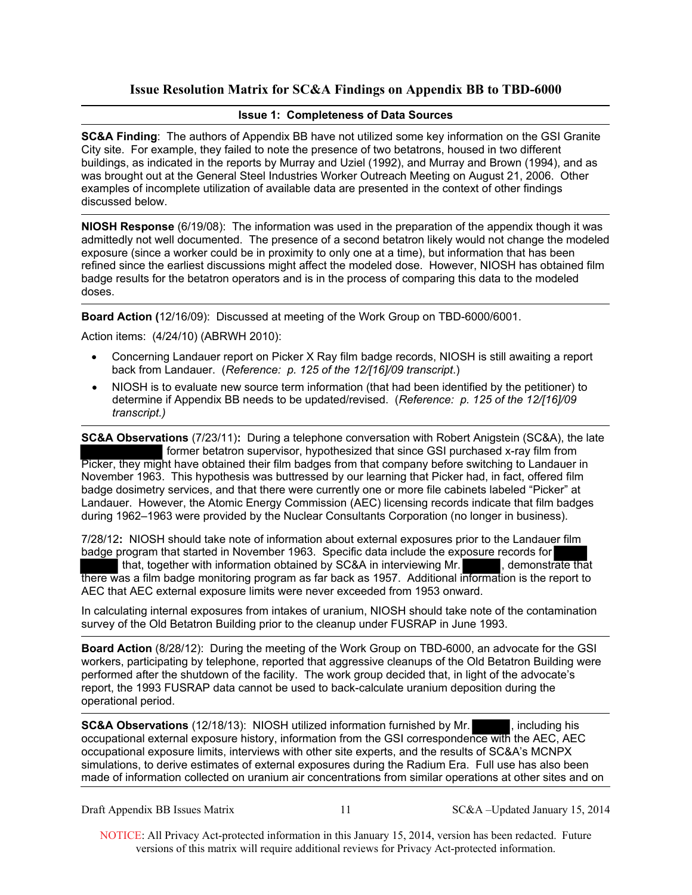## Issue Resolution Matrix for SC&A Findings on Appendix BB to TBD-6000

**Issue 1: Completeness of Data Sources**

**SC&A Finding**: The authors of Appendix BB have not utilized some key information on the GSI Granite City site. For example, they failed to note the presence of two betatrons, housed in two different buildings, as indicated in the reports by Murray and Uziel (1992), and Murray and Brown (1994), and as was brought out at the General Steel Industries Worker Outreach Meeting on August 21, 2006. Other examples of incomplete utilization of available data are presented in the context of other findings discussed below.

**NIOSH Response** (6/19/08): The information was used in the preparation of the appendix though it was admittedly not well documented. The presence of a second betatron likely would not change the modeled exposure (since a worker could be in proximity to only one at a time), but information that has been refined since the earliest discussions might affect the modeled dose. However, NIOSH has obtained film badge results for the betatron operators and is in the process of comparing this data to the modeled doses.

**Board Action (**12/16/09): Discussed at meeting of the Work Group on TBD-6000/6001.

Action items: (4/24/10) (ABRWH 2010):

- Concerning Landauer report on Picker X Ray film badge records, NIOSH is still awaiting a report back from Landauer. (*Reference: p. 125 of the 12/[16]/09 transcript.*)
- NIOSH is to evaluate new source term information (that had been identified by the petitioner) to determine if Appendix BB needs to be updated/revised. (*Reference: p. 125 of the 12/[16]/09 transcript.)*

**SC&A Observations** (7/23/11)**:** During a telephone conversation with Robert Angistein (SC&A), the late [REDACTED] former betatron supervisor, hypothesized that since GSI purchased x-ray film from Picker, they might have obtained their film badges from that company before switching to Landauer in November 1963. This hypothesis was buttressed by our learning that Picker had, in fact, offered film badge dosimetry services, and that there were currently one or more file cabinets labeled "Picker" at Landauer. However, the Atomic Energy Commission (AEC) licensing records indicate that film badges during 1962–1963 were provided by the Nuclear Consultants Corporation (no longer in business).

7/28/12**:** NIOSH should take note of information about external exposures prior to the Landauer film badge program that started in November 1963. Specific data include the exposure records for [REDACTED] that, together with information obtained by SC&A in interviewing Mr. [REDACTED], demonstrate that there was a film badge monitoring program as far back as 1957. Additional information is the report to AEC that AEC external exposure limits were never exceeded from 1953 onward.

In calculating internal exposures from intakes of uranium, NIOSH should take note of the contamination survey of the Old Betatron Building prior to the cleanup under FUSRAP in June 1993.

**Board Action** (8/28/12): During the meeting of the Work Group on TBD-6000, an advocate for the GSI workers, participating by telephone, reported that aggressive cleanups of the Old Betatron Building were performed after the shutdown of the facility. The work group decided that, in light of the advocate's report, the 1993 FUSRAP data cannot be used to back-calculate uranium deposition during the operational period.

**SC&A Observations** (12/18/13): NIOSH utilized information furnished by Mr. [REDACTED], including his occupational external exposure history, information from the GSI correspondence with the AEC, AEC occupational exposure limits, interviews with other site experts, and the results of SC&A's MCNPX simulations, to derive estimates of external exposures during the Radium Era. Full use has also been made of information collected on uranium air concentrations from similar operations at other sites and on

NOTICE: All Privacy Act-protected information in this January 15, 2014, version has been redacted. Future versions of this matrix will require additional reviews for Privacy Act-protected information.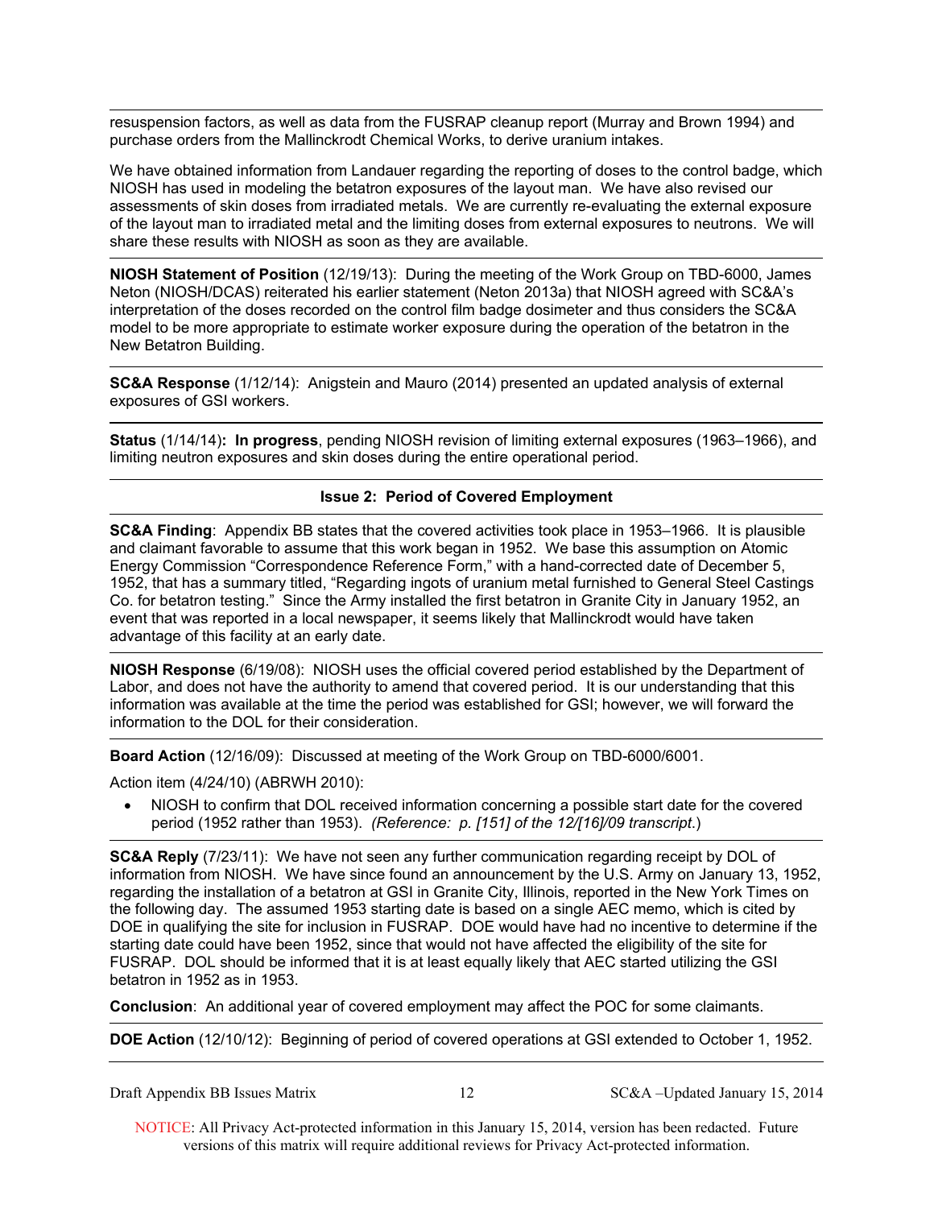resuspension factors, as well as data from the FUSRAP cleanup report (Murray and Brown 1994) and purchase orders from the Mallinckrodt Chemical Works, to derive uranium intakes.

We have obtained information from Landauer regarding the reporting of doses to the control badge, which NIOSH has used in modeling the betatron exposures of the layout man. We have also revised our assessments of skin doses from irradiated metals. We are currently re-evaluating the external exposure of the layout man to irradiated metal and the limiting doses from external exposures to neutrons. We will share these results with NIOSH as soon as they are available.

**NIOSH Statement of Position** (12/19/13): During the meeting of the Work Group on TBD-6000, James Neton (NIOSH/DCAS) reiterated his earlier statement (Neton 2013a) that NIOSH agreed with SC&A's interpretation of the doses recorded on the control film badge dosimeter and thus considers the SC&A model to be more appropriate to estimate worker exposure during the operation of the betatron in the New Betatron Building.

**SC&A Response** (1/12/14): Anigstein and Mauro (2014) presented an updated analysis of external exposures of GSI workers.

**Status** (1/14/14)**: In progress**, pending NIOSH revision of limiting external exposures (1963–1966), and limiting neutron exposures and skin doses during the entire operational period.

### Issue 2: Period of Covered Employment

**SC&A Finding**: Appendix BB states that the covered activities took place in 1953–1966. It is plausible and claimant favorable to assume that this work began in 1952. We base this assumption on Atomic Energy Commission "Correspondence Reference Form," with a hand-corrected date of December 5, 1952, that has a summary titled, "Regarding ingots of uranium metal furnished to General Steel Castings Co. for betatron testing." Since the Army installed the first betatron in Granite City in January 1952, an event that was reported in a local newspaper, it seems likely that Mallinckrodt would have taken advantage of this facility at an early date.

**NIOSH Response** (6/19/08): NIOSH uses the official covered period established by the Department of Labor, and does not have the authority to amend that covered period. It is our understanding that this information was available at the time the period was established for GSI; however, we will forward the information to the DOL for their consideration.

**Board Action** (12/16/09): Discussed at meeting of the Work Group on TBD-6000/6001.

Action item (4/24/10) (ABRWH 2010):

- NIOSH to confirm that DOL received information concerning a possible start date for the covered period (1952 rather than 1953). *(Reference: p. [151] of the 12/[16]/09 transcript.)*

**SC&A Reply** (7/23/11): We have not seen any further communication regarding receipt by DOL of information from NIOSH. We have since found an announcement by the U.S. Army on January 13, 1952, regarding the installation of a betatron at GSI in Granite City, Illinois, reported in the New York Times on the following day. The assumed 1953 starting date is based on a single AEC memo, which is cited by DOE in qualifying the site for inclusion in FUSRAP. DOE would have had no incentive to determine if the starting date could have been 1952, since that would not have affected the eligibility of the site for FUSRAP. DOL should be informed that it is at least equally likely that AEC started utilizing the GSI betatron in 1952 as in 1953.

**Conclusion**: An additional year of covered employment may affect the POC for some claimants.

**DOE Action** (12/10/12): Beginning of period of covered operations at GSI extended to October 1, 1952.

NOTICE: All Privacy Act-protected information in this January 15, 2014, version has been redacted. Future versions of this matrix will require additional reviews for Privacy Act-protected information.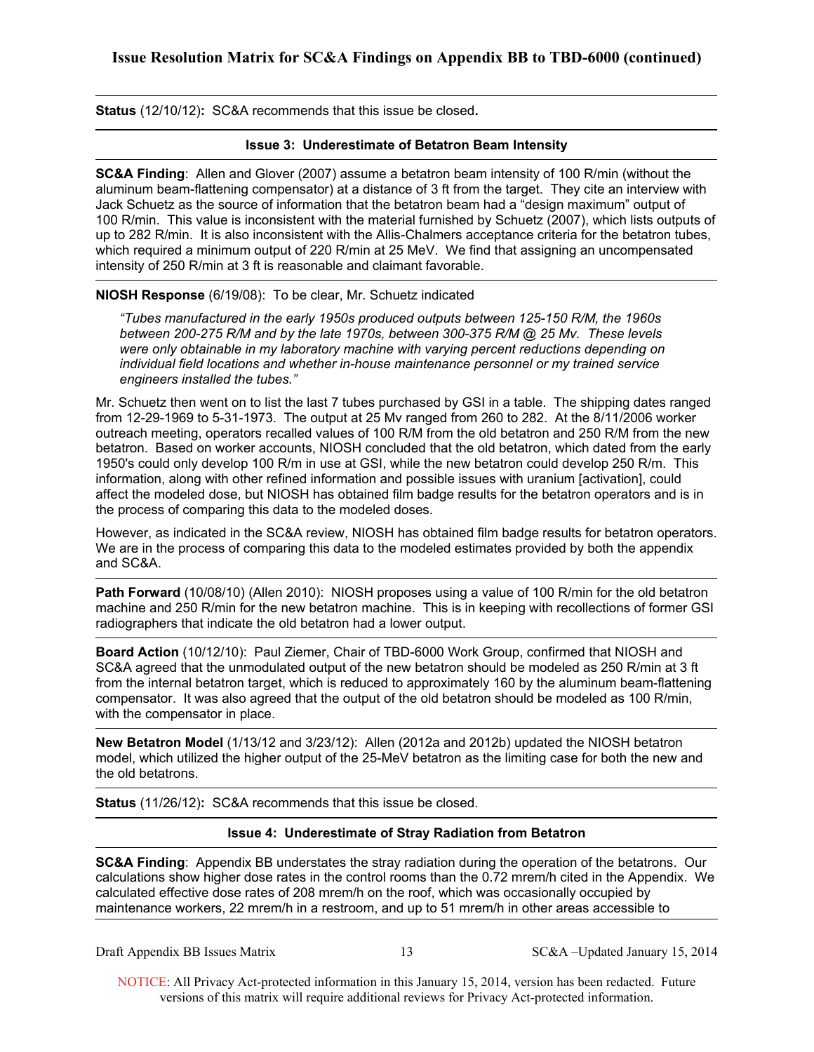**Status** (12/10/12)**:** SC&A recommends that this issue be closed**.**

### Issue 3: Underestimate of Betatron Beam Intensity

**SC&A Finding**: Allen and Glover (2007) assume a betatron beam intensity of 100 R/min (without the aluminum beam-flattening compensator) at a distance of 3 ft from the target. They cite an interview with Jack Schuetz as the source of information that the betatron beam had a "design maximum" output of 100 R/min. This value is inconsistent with the material furnished by Schuetz (2007), which lists outputs of up to 282 R/min. It is also inconsistent with the Allis-Chalmers acceptance criteria for the betatron tubes, which required a minimum output of 220 R/min at 25 MeV. We find that assigning an uncompensated intensity of 250 R/min at 3 ft is reasonable and claimant favorable.

**NIOSH Response** (6/19/08): To be clear, Mr. Schuetz indicated

> *"Tubes manufactured in the early 1950s produced outputs between 125-150 R/M, the 1960s between 200-275 R/M and by the late 1970s, between 300-375 R/M @ 25 Mv. These levels were only obtainable in my laboratory machine with varying percent reductions depending on individual field locations and whether in-house maintenance personnel or my trained service engineers installed the tubes."*

Mr. Schuetz then went on to list the last 7 tubes purchased by GSI in a table. The shipping dates ranged from 12-29-1969 to 5-31-1973. The output at 25 Mv ranged from 260 to 282. At the 8/11/2006 worker outreach meeting, operators recalled values of 100 R/M from the old betatron and 250 R/M from the new betatron. Based on worker accounts, NIOSH concluded that the old betatron, which dated from the early 1950's could only develop 100 R/m in use at GSI, while the new betatron could develop 250 R/m. This information, along with other refined information and possible issues with uranium [activation], could affect the modeled dose, but NIOSH has obtained film badge results for the betatron operators and is in the process of comparing this data to the modeled doses.

However, as indicated in the SC&A review, NIOSH has obtained film badge results for betatron operators. We are in the process of comparing this data to the modeled estimates provided by both the appendix and SC&A.

**Path Forward** (10/08/10) (Allen 2010): NIOSH proposes using a value of 100 R/min for the old betatron machine and 250 R/min for the new betatron machine. This is in keeping with recollections of former GSI radiographers that indicate the old betatron had a lower output.

**Board Action** (10/12/10): Paul Ziemer, Chair of TBD-6000 Work Group, confirmed that NIOSH and SC&A agreed that the unmodulated output of the new betatron should be modeled as 250 R/min at 3 ft from the internal betatron target, which is reduced to approximately 160 by the aluminum beam-flattening compensator. It was also agreed that the output of the old betatron should be modeled as 100 R/min, with the compensator in place.

**New Betatron Model** (1/13/12 and 3/23/12): Allen (2012a and 2012b) updated the NIOSH betatron model, which utilized the higher output of the 25-MeV betatron as the limiting case for both the new and the old betatrons.

**Status** (11/26/12)**:** SC&A recommends that this issue be closed.

### Issue 4: Underestimate of Stray Radiation from Betatron

**SC&A Finding**: Appendix BB understates the stray radiation during the operation of the betatrons. Our calculations show higher dose rates in the control rooms than the 0.72 mrem/h cited in the Appendix. We calculated effective dose rates of 208 mrem/h on the roof, which was occasionally occupied by maintenance workers, 22 mrem/h in a restroom, and up to 51 mrem/h in other areas accessible to

NOTICE: All Privacy Act-protected information in this January 15, 2014, version has been redacted. Future versions of this matrix will require additional reviews for Privacy Act-protected information.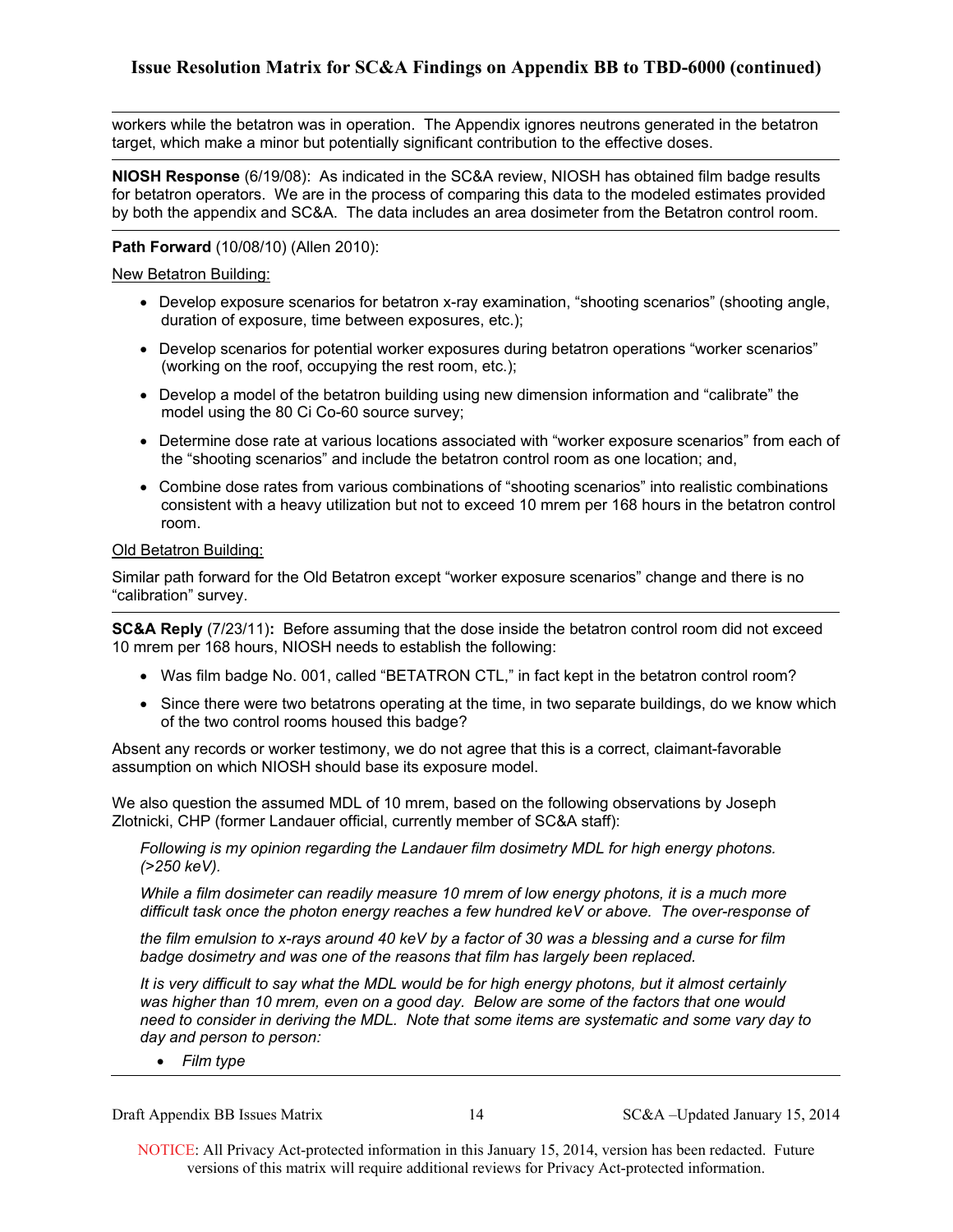workers while the betatron was in operation. The Appendix ignores neutrons generated in the betatron target, which make a minor but potentially significant contribution to the effective doses.

**NIOSH Response** (6/19/08): As indicated in the SC&A review, NIOSH has obtained film badge results for betatron operators. We are in the process of comparing this data to the modeled estimates provided by both the appendix and SC&A. The data includes an area dosimeter from the Betatron control room.

**Path Forward** (10/08/10) (Allen 2010):

New Betatron Building:

- Develop exposure scenarios for betatron x-ray examination, "shooting scenarios" (shooting angle, duration of exposure, time between exposures, etc.);
- Develop scenarios for potential worker exposures during betatron operations "worker scenarios" (working on the roof, occupying the rest room, etc.);
- Develop a model of the betatron building using new dimension information and "calibrate" the model using the 80 Ci Co-60 source survey;
- Determine dose rate at various locations associated with "worker exposure scenarios" from each of the "shooting scenarios" and include the betatron control room as one location; and,
- Combine dose rates from various combinations of "shooting scenarios" into realistic combinations consistent with a heavy utilization but not to exceed 10 mrem per 168 hours in the betatron control room.

Old Betatron Building:

Similar path forward for the Old Betatron except "worker exposure scenarios" change and there is no "calibration" survey.

**SC&A Reply** (7/23/11)**:** Before assuming that the dose inside the betatron control room did not exceed 10 mrem per 168 hours, NIOSH needs to establish the following:

- Was film badge No. 001, called "BETATRON CTL," in fact kept in the betatron control room?
- Since there were two betatrons operating at the time, in two separate buildings, do we know which of the two control rooms housed this badge?

Absent any records or worker testimony, we do not agree that this is a correct, claimant-favorable assumption on which NIOSH should base its exposure model.

We also question the assumed MDL of 10 mrem, based on the following observations by Joseph Zlotnicki, CHP (former Landauer official, currently member of SC&A staff):

*Following is my opinion regarding the Landauer film dosimetry MDL for high energy photons. (>250 keV).*

*While a film dosimeter can readily measure 10 mrem of low energy photons, it is a much more difficult task once the photon energy reaches a few hundred keV or above. The over-response of the film emulsion to x-rays around 40 keV by a factor of 30 was a blessing and a curse for film badge dosimetry and was one of the reasons that film has largely been replaced.*

*It is very difficult to say what the MDL would be for high energy photons, but it almost certainly was higher than 10 mrem, even on a good day. Below are some of the factors that one would need to consider in deriving the MDL. Note that some items are systematic and some vary day to day and person to person:*

- *Film type*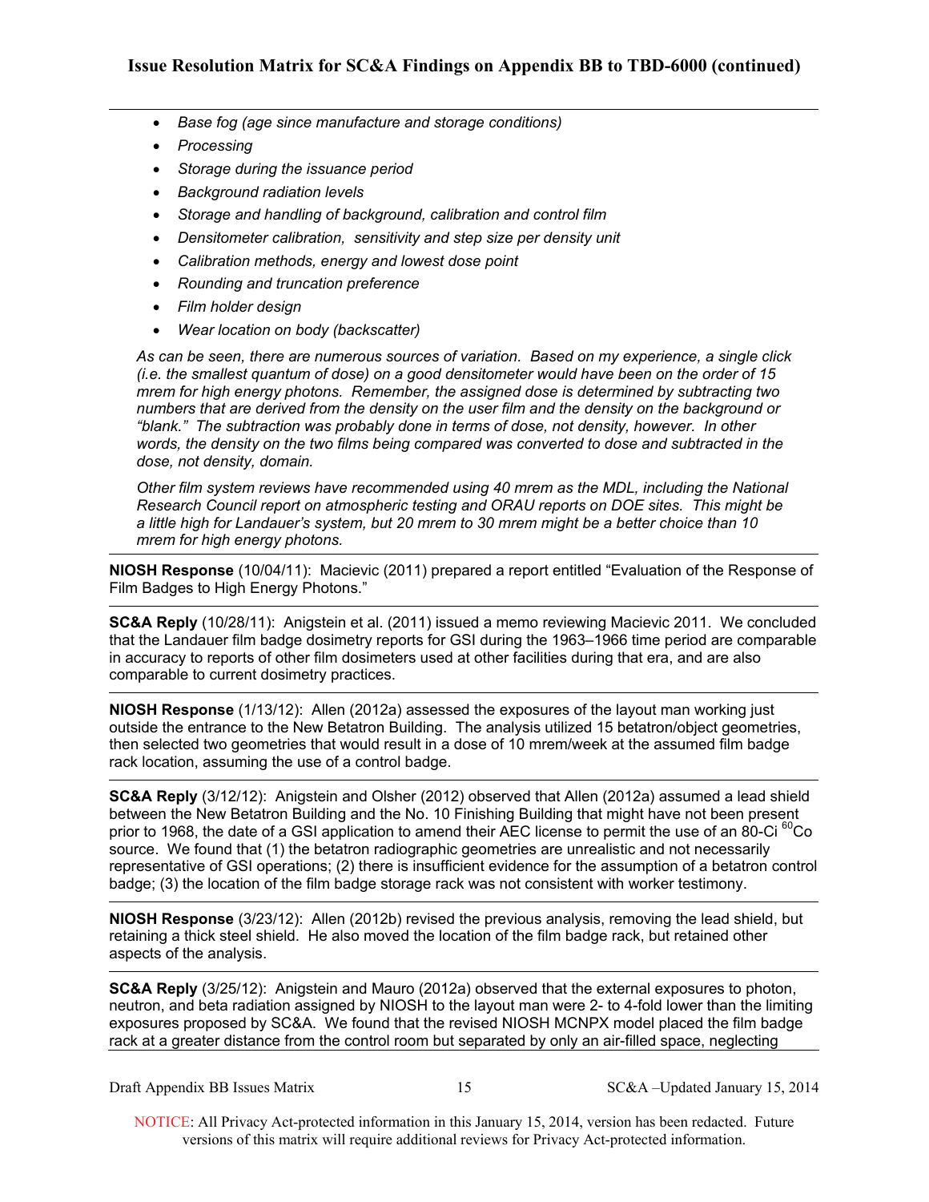- *Base fog (age since manufacture and storage conditions)*
- *Processing*
- *Storage during the issuance period*
- *Background radiation levels*
- *Storage and handling of background, calibration and control film*
- *Densitometer calibration, sensitivity and step size per density unit*
- *Calibration methods, energy and lowest dose point*
- *Rounding and truncation preference*
- *Film holder design*
- *Wear location on body (backscatter)*

*As can be seen, there are numerous sources of variation. Based on my experience, a single click (i.e. the smallest quantum of dose) on a good densitometer would have been on the order of 15 mrem for high energy photons. Remember, the assigned dose is determined by subtracting two numbers that are derived from the density on the user film and the density on the background or "blank." The subtraction was probably done in terms of dose, not density, however. In other words, the density on the two films being compared was converted to dose and subtracted in the dose, not density, domain.*

*Other film system reviews have recommended using 40 mrem as the MDL, including the National Research Council report on atmospheric testing and ORAU reports on DOE sites. This might be a little high for Landauer's system, but 20 mrem to 30 mrem might be a better choice than 10 mrem for high energy photons.*

---

**NIOSH Response** (10/04/11): Macievic (2011) prepared a report entitled "Evaluation of the Response of Film Badges to High Energy Photons."

---

**SC&A Reply** (10/28/11): Anigstein et al. (2011) issued a memo reviewing Macievic 2011. We concluded that the Landauer film badge dosimetry reports for GSI during the 1963–1966 time period are comparable in accuracy to reports of other film dosimeters used at other facilities during that era, and are also comparable to current dosimetry practices.

---

**NIOSH Response** (1/13/12): Allen (2012a) assessed the exposures of the layout man working just outside the entrance to the New Betatron Building. The analysis utilized 15 betatron/object geometries, then selected two geometries that would result in a dose of 10 mrem/week at the assumed film badge rack location, assuming the use of a control badge.

---

**SC&A Reply** (3/12/12): Anigstein and Olsher (2012) observed that Allen (2012a) assumed a lead shield between the New Betatron Building and the No. 10 Finishing Building that might have not been present prior to 1968, the date of a GSI application to amend their AEC license to permit the use of an 80-Ci $^{60}$Co source. We found that (1) the betatron radiographic geometries are unrealistic and not necessarily representative of GSI operations; (2) there is insufficient evidence for the assumption of a betatron control badge; (3) the location of the film badge storage rack was not consistent with worker testimony.

---

**NIOSH Response** (3/23/12): Allen (2012b) revised the previous analysis, removing the lead shield, but retaining a thick steel shield. He also moved the location of the film badge rack, but retained other aspects of the analysis.

---

**SC&A Reply** (3/25/12): Anigstein and Mauro (2012a) observed that the external exposures to photon, neutron, and beta radiation assigned by NIOSH to the layout man were 2- to 4-fold lower than the limiting exposures proposed by SC&A. We found that the revised NIOSH MCNPX model placed the film badge rack at a greater distance from the control room but separated by only an air-filled space, neglecting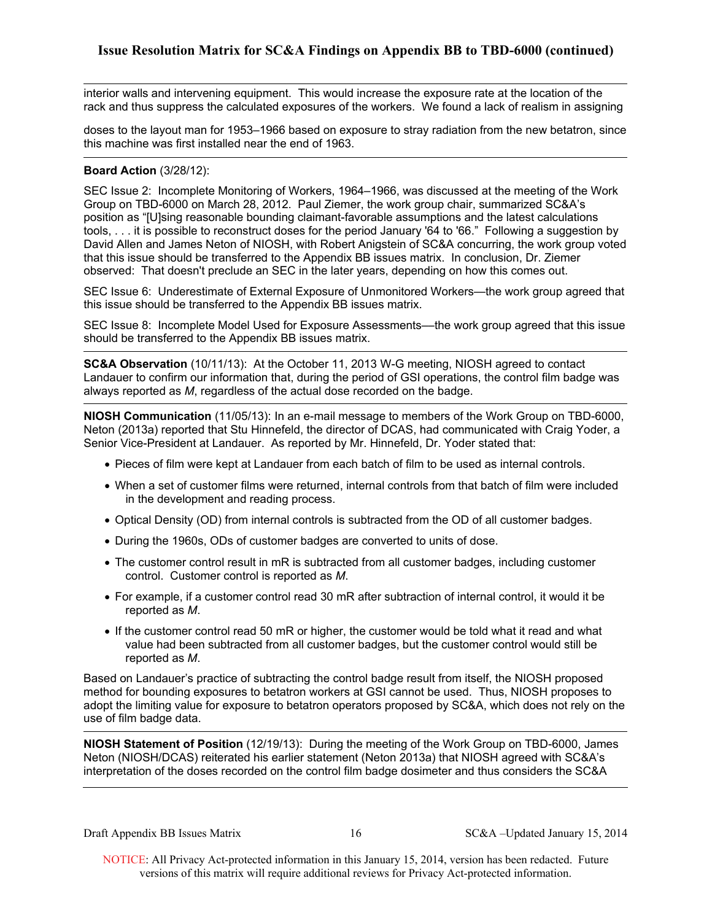interior walls and intervening equipment. This would increase the exposure rate at the location of the rack and thus suppress the calculated exposures of the workers. We found a lack of realism in assigning

doses to the layout man for 1953–1966 based on exposure to stray radiation from the new betatron, since this machine was first installed near the end of 1963.

**Board Action** (3/28/12):

SEC Issue 2: Incomplete Monitoring of Workers, 1964–1966, was discussed at the meeting of the Work Group on TBD-6000 on March 28, 2012. Paul Ziemer, the work group chair, summarized SC&A's position as "[U]sing reasonable bounding claimant-favorable assumptions and the latest calculations tools, . . . it is possible to reconstruct doses for the period January '64 to '66." Following a suggestion by David Allen and James Neton of NIOSH, with Robert Anigstein of SC&A concurring, the work group voted that this issue should be transferred to the Appendix BB issues matrix. In conclusion, Dr. Ziemer observed: That doesn't preclude an SEC in the later years, depending on how this comes out.

SEC Issue 6: Underestimate of External Exposure of Unmonitored Workers—the work group agreed that this issue should be transferred to the Appendix BB issues matrix.

SEC Issue 8: Incomplete Model Used for Exposure Assessments—the work group agreed that this issue should be transferred to the Appendix BB issues matrix.

**SC&A Observation** (10/11/13): At the October 11, 2013 W-G meeting, NIOSH agreed to contact Landauer to confirm our information that, during the period of GSI operations, the control film badge was always reported as *M*, regardless of the actual dose recorded on the badge.

**NIOSH Communication** (11/05/13): In an e-mail message to members of the Work Group on TBD-6000, Neton (2013a) reported that Stu Hinnefeld, the director of DCAS, had communicated with Craig Yoder, a Senior Vice-President at Landauer. As reported by Mr. Hinnefeld, Dr. Yoder stated that:

- Pieces of film were kept at Landauer from each batch of film to be used as internal controls.
- When a set of customer films were returned, internal controls from that batch of film were included in the development and reading process.
- Optical Density (OD) from internal controls is subtracted from the OD of all customer badges.
- During the 1960s, ODs of customer badges are converted to units of dose.
- The customer control result in mR is subtracted from all customer badges, including customer control. Customer control is reported as *M*.
- For example, if a customer control read 30 mR after subtraction of internal control, it would it be reported as *M*.
- If the customer control read 50 mR or higher, the customer would be told what it read and what value had been subtracted from all customer badges, but the customer control would still be reported as *M*.

Based on Landauer's practice of subtracting the control badge result from itself, the NIOSH proposed method for bounding exposures to betatron workers at GSI cannot be used. Thus, NIOSH proposes to adopt the limiting value for exposure to betatron operators proposed by SC&A, which does not rely on the use of film badge data.

**NIOSH Statement of Position** (12/19/13): During the meeting of the Work Group on TBD-6000, James Neton (NIOSH/DCAS) reiterated his earlier statement (Neton 2013a) that NIOSH agreed with SC&A's interpretation of the doses recorded on the control film badge dosimeter and thus considers the SC&A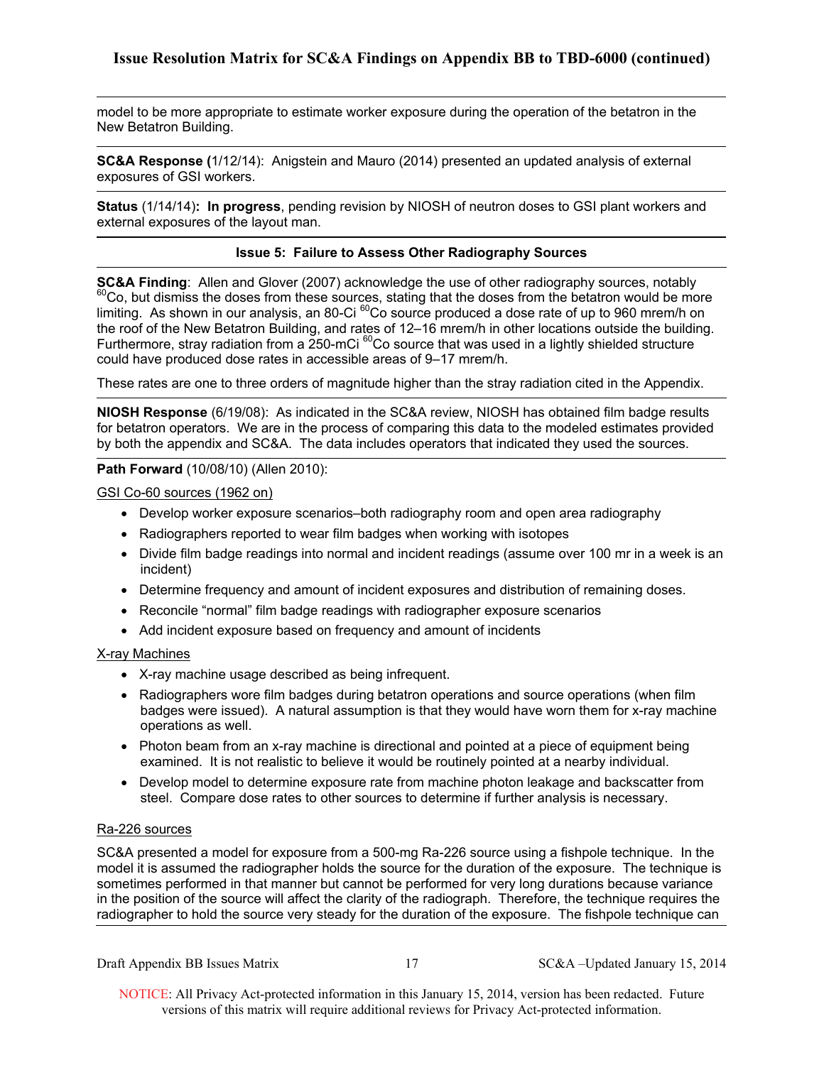model to be more appropriate to estimate worker exposure during the operation of the betatron in the New Betatron Building.

**SC&A Response (**1/12/14): Anigstein and Mauro (2014) presented an updated analysis of external exposures of GSI workers.

**Status** (1/14/14)**: In progress**, pending revision by NIOSH of neutron doses to GSI plant workers and external exposures of the layout man.

**Issue 5: Failure to Assess Other Radiography Sources**

**SC&A Finding**: Allen and Glover (2007) acknowledge the use of other radiography sources, notably $^{60}$Co, but dismiss the doses from these sources, stating that the doses from the betatron would be more limiting. As shown in our analysis, an 80-Ci $^{60}$Co source produced a dose rate of up to 960 mrem/h on the roof of the New Betatron Building, and rates of 12–16 mrem/h in other locations outside the building. Furthermore, stray radiation from a 250-mCi $^{60}$Co source that was used in a lightly shielded structure could have produced dose rates in accessible areas of 9–17 mrem/h.

These rates are one to three orders of magnitude higher than the stray radiation cited in the Appendix.

**NIOSH Response** (6/19/08): As indicated in the SC&A review, NIOSH has obtained film badge results for betatron operators. We are in the process of comparing this data to the modeled estimates provided by both the appendix and SC&A. The data includes operators that indicated they used the sources.

**Path Forward** (10/08/10) (Allen 2010):

GSI Co-60 sources (1962 on)

- Develop worker exposure scenarios–both radiography room and open area radiography
- Radiographers reported to wear film badges when working with isotopes
- Divide film badge readings into normal and incident readings (assume over 100 mr in a week is an incident)
- Determine frequency and amount of incident exposures and distribution of remaining doses.
- Reconcile "normal" film badge readings with radiographer exposure scenarios
- Add incident exposure based on frequency and amount of incidents

X-ray Machines

- X-ray machine usage described as being infrequent.
- Radiographers wore film badges during betatron operations and source operations (when film badges were issued). A natural assumption is that they would have worn them for x-ray machine operations as well.
- Photon beam from an x-ray machine is directional and pointed at a piece of equipment being examined. It is not realistic to believe it would be routinely pointed at a nearby individual.
- Develop model to determine exposure rate from machine photon leakage and backscatter from steel. Compare dose rates to other sources to determine if further analysis is necessary.

Ra-226 sources

SC&A presented a model for exposure from a 500-mg Ra-226 source using a fishpole technique. In the model it is assumed the radiographer holds the source for the duration of the exposure. The technique is sometimes performed in that manner but cannot be performed for very long durations because variance in the position of the source will affect the clarity of the radiograph. Therefore, the technique requires the radiographer to hold the source very steady for the duration of the exposure. The fishpole technique can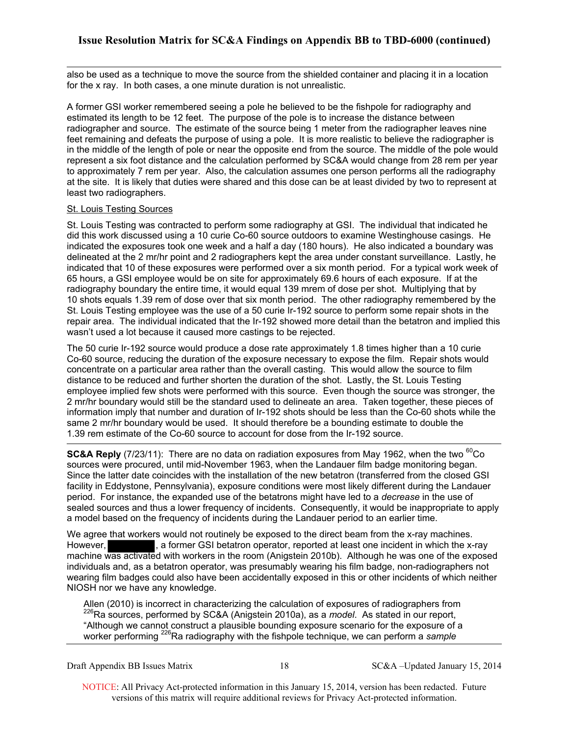also be used as a technique to move the source from the shielded container and placing it in a location for the x ray. In both cases, a one minute duration is not unrealistic.

A former GSI worker remembered seeing a pole he believed to be the fishpole for radiography and estimated its length to be 12 feet. The purpose of the pole is to increase the distance between radiographer and source. The estimate of the source being 1 meter from the radiographer leaves nine feet remaining and defeats the purpose of using a pole. It is more realistic to believe the radiographer is in the middle of the length of pole or near the opposite end from the source. The middle of the pole would represent a six foot distance and the calculation performed by SC&A would change from 28 rem per year to approximately 7 rem per year. Also, the calculation assumes one person performs all the radiography at the site. It is likely that duties were shared and this dose can be at least divided by two to represent at least two radiographers.

St. Louis Testing Sources

St. Louis Testing was contracted to perform some radiography at GSI. The individual that indicated he did this work discussed using a 10 curie Co-60 source outdoors to examine Westinghouse casings. He indicated the exposures took one week and a half a day (180 hours). He also indicated a boundary was delineated at the 2 mr/hr point and 2 radiographers kept the area under constant surveillance. Lastly, he indicated that 10 of these exposures were performed over a six month period. For a typical work week of 65 hours, a GSI employee would be on site for approximately 69.6 hours of each exposure. If at the radiography boundary the entire time, it would equal 139 mrem of dose per shot. Multiplying that by 10 shots equals 1.39 rem of dose over that six month period. The other radiography remembered by the St. Louis Testing employee was the use of a 50 curie Ir-192 source to perform some repair shots in the repair area. The individual indicated that the Ir-192 showed more detail than the betatron and implied this wasn't used a lot because it caused more castings to be rejected.

The 50 curie Ir-192 source would produce a dose rate approximately 1.8 times higher than a 10 curie Co-60 source, reducing the duration of the exposure necessary to expose the film. Repair shots would concentrate on a particular area rather than the overall casting. This would allow the source to film distance to be reduced and further shorten the duration of the shot. Lastly, the St. Louis Testing employee implied few shots were performed with this source. Even though the source was stronger, the 2 mr/hr boundary would still be the standard used to delineate an area. Taken together, these pieces of information imply that number and duration of Ir-192 shots should be less than the Co-60 shots while the same 2 mr/hr boundary would be used. It should therefore be a bounding estimate to double the 1.39 rem estimate of the Co-60 source to account for dose from the Ir-192 source.

---

**SC&A Reply** (7/23/11): There are no data on radiation exposures from May 1962, when the two $^{60}$Co sources were procured, until mid-November 1963, when the Landauer film badge monitoring began. Since the latter date coincides with the installation of the new betatron (transferred from the closed GSI facility in Eddystone, Pennsylvania), exposure conditions were most likely different during the Landauer period. For instance, the expanded use of the betatrons might have led to a *decrease* in the use of sealed sources and thus a lower frequency of incidents. Consequently, it would be inappropriate to apply a model based on the frequency of incidents during the Landauer period to an earlier time.

We agree that workers would not routinely be exposed to the direct beam from the x-ray machines. However, [REDACTED], a former GSI betatron operator, reported at least one incident in which the x-ray machine was activated with workers in the room (Anigstein 2010b). Although he was one of the exposed individuals and, as a betatron operator, was presumably wearing his film badge, non-radiographers not wearing film badges could also have been accidentally exposed in this or other incidents of which neither NIOSH nor we have any knowledge.

> Allen (2010) is incorrect in characterizing the calculation of exposures of radiographers from $^{226}$Ra sources, performed by SC&A (Anigstein 2010a), as a *model*. As stated in our report, "Although we cannot construct a plausible bounding exposure scenario for the exposure of a worker performing $^{226}$Ra radiography with the fishpole technique, we can perform a *sample*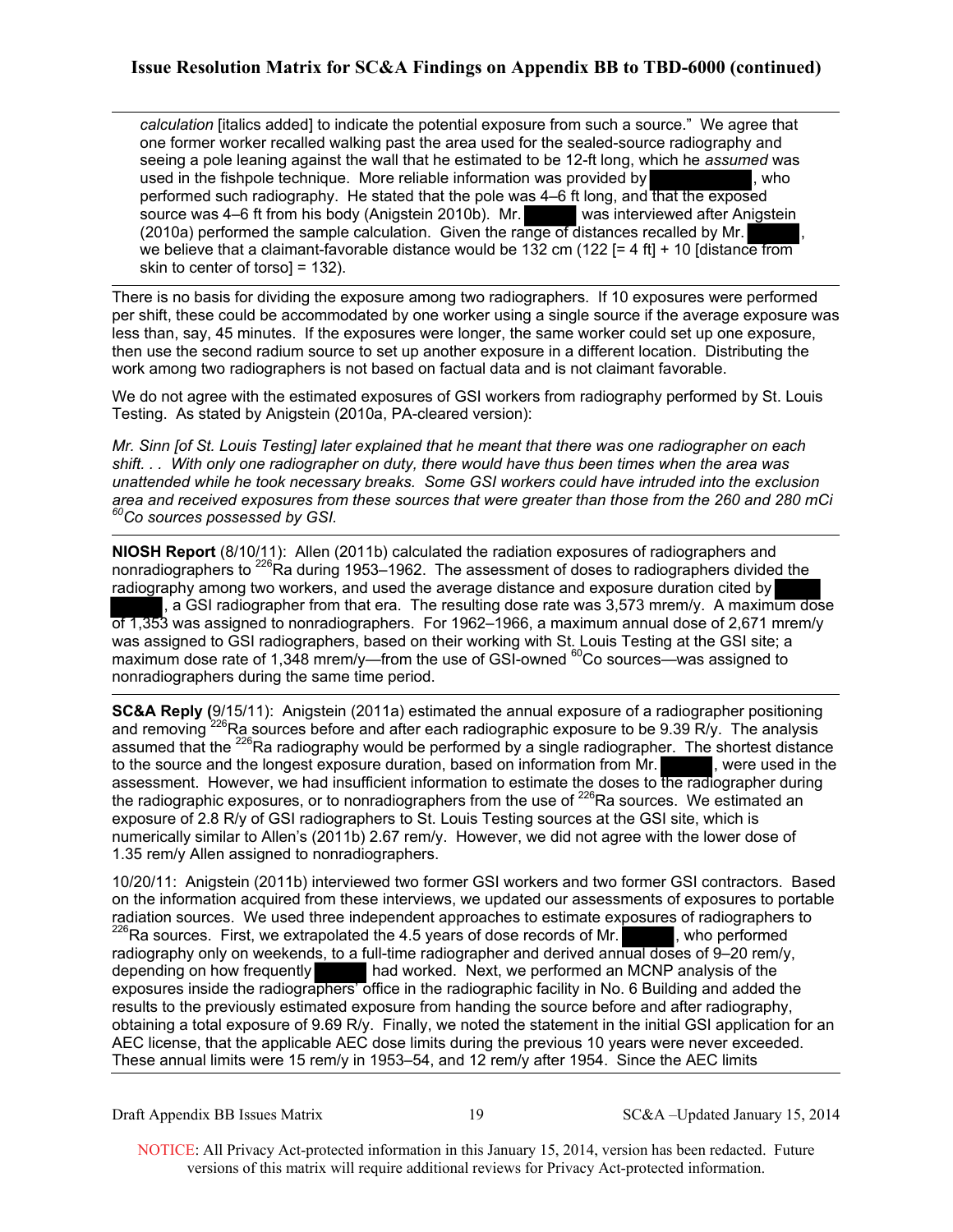## Issue Resolution Matrix for SC&A Findings on Appendix BB to TBD-6000 (continued)

> *calculation* [italics added] to indicate the potential exposure from such a source." We agree that one former worker recalled walking past the area used for the sealed-source radiography and seeing a pole leaning against the wall that he estimated to be 12-ft long, which he *assumed* was used in the fishpole technique. More reliable information was provided by [redacted], who performed such radiography. He stated that the pole was 4–6 ft long, and that the exposed source was 4–6 ft from his body (Anigstein 2010b). Mr. [redacted] was interviewed after Anigstein (2010a) performed the sample calculation. Given the range of distances recalled by Mr. [redacted], we believe that a claimant-favorable distance would be 132 cm (122 [= 4 ft] + 10 [distance from skin to center of torso] = 132).

There is no basis for dividing the exposure among two radiographers. If 10 exposures were performed per shift, these could be accommodated by one worker using a single source if the average exposure was less than, say, 45 minutes. If the exposures were longer, the same worker could set up one exposure, then use the second radium source to set up another exposure in a different location. Distributing the work among two radiographers is not based on factual data and is not claimant favorable.

We do not agree with the estimated exposures of GSI workers from radiography performed by St. Louis Testing. As stated by Anigstein (2010a, PA-cleared version):

*Mr. Sinn [of St. Louis Testing] later explained that he meant that there was one radiographer on each shift. . . With only one radiographer on duty, there would have thus been times when the area was unattended while he took necessary breaks. Some GSI workers could have intruded into the exclusion area and received exposures from these sources that were greater than those from the 260 and 280 mCi $^{60}$Co sources possessed by GSI.*

**NIOSH Report** (8/10/11): Allen (2011b) calculated the radiation exposures of radiographers and nonradiographers to $^{226}$Ra during 1953–1962. The assessment of doses to radiographers divided the radiography among two workers, and used the average distance and exposure duration cited by [redacted], a GSI radiographer from that era. The resulting dose rate was 3,573 mrem/y. A maximum dose of 1,353 was assigned to nonradiographers. For 1962–1966, a maximum annual dose of 2,671 mrem/y was assigned to GSI radiographers, based on their working with St. Louis Testing at the GSI site; a maximum dose rate of 1,348 mrem/y—from the use of GSI-owned $^{60}$Co sources—was assigned to nonradiographers during the same time period.

**SC&A Reply (**9/15/11): Anigstein (2011a) estimated the annual exposure of a radiographer positioning and removing $^{226}$Ra sources before and after each radiographic exposure to be 9.39 R/y. The analysis assumed that the $^{226}$Ra radiography would be performed by a single radiographer. The shortest distance to the source and the longest exposure duration, based on information from Mr. [redacted], were used in the assessment. However, we had insufficient information to estimate the doses to the radiographer during the radiographic exposures, or to nonradiographers from the use of $^{226}$Ra sources. We estimated an exposure of 2.8 R/y of GSI radiographers to St. Louis Testing sources at the GSI site, which is numerically similar to Allen's (2011b) 2.67 rem/y. However, we did not agree with the lower dose of 1.35 rem/y Allen assigned to nonradiographers.

10/20/11: Anigstein (2011b) interviewed two former GSI workers and two former GSI contractors. Based on the information acquired from these interviews, we updated our assessments of exposures to portable radiation sources. We used three independent approaches to estimate exposures of radiographers to $^{226}$Ra sources. First, we extrapolated the 4.5 years of dose records of Mr. [redacted], who performed radiography only on weekends, to a full-time radiographer and derived annual doses of 9–20 rem/y, depending on how frequently [redacted] had worked. Next, we performed an MCNP analysis of the exposures inside the radiographers' office in the radiographic facility in No. 6 Building and added the results to the previously estimated exposure from handing the source before and after radiography, obtaining a total exposure of 9.69 R/y. Finally, we noted the statement in the initial GSI application for an AEC license, that the applicable AEC dose limits during the previous 10 years were never exceeded. These annual limits were 15 rem/y in 1953–54, and 12 rem/y after 1954. Since the AEC limits

NOTICE: All Privacy Act-protected information in this January 15, 2014, version has been redacted. Future versions of this matrix will require additional reviews for Privacy Act-protected information.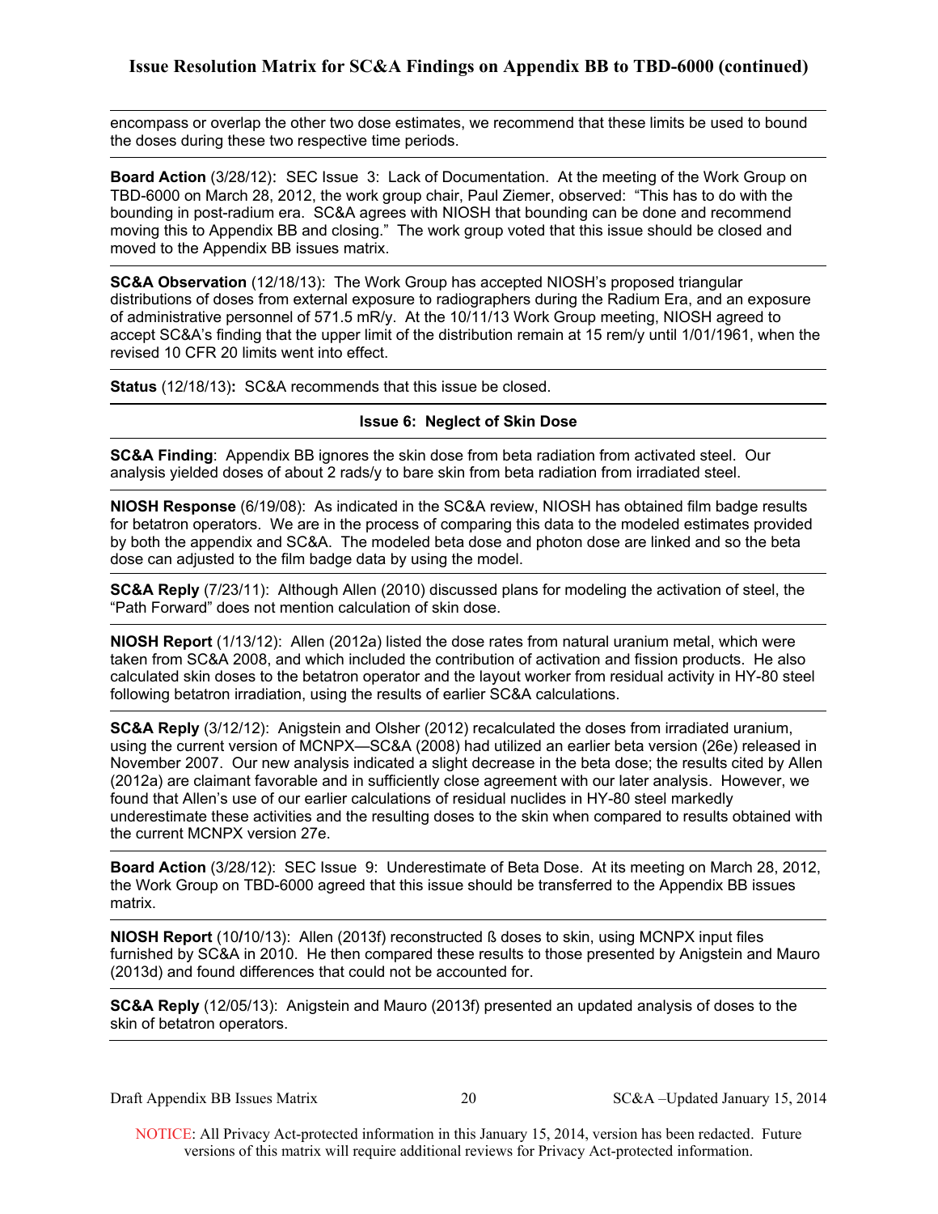encompass or overlap the other two dose estimates, we recommend that these limits be used to bound the doses during these two respective time periods.

**Board Action** (3/28/12): SEC Issue 3: Lack of Documentation. At the meeting of the Work Group on TBD-6000 on March 28, 2012, the work group chair, Paul Ziemer, observed: "This has to do with the bounding in post-radium era. SC&A agrees with NIOSH that bounding can be done and recommend moving this to Appendix BB and closing." The work group voted that this issue should be closed and moved to the Appendix BB issues matrix.

**SC&A Observation** (12/18/13): The Work Group has accepted NIOSH's proposed triangular distributions of doses from external exposure to radiographers during the Radium Era, and an exposure of administrative personnel of 571.5 mR/y. At the 10/11/13 Work Group meeting, NIOSH agreed to accept SC&A's finding that the upper limit of the distribution remain at 15 rem/y until 1/01/1961, when the revised 10 CFR 20 limits went into effect.

**Status** (12/18/13)**:** SC&A recommends that this issue be closed.

**Issue 6: Neglect of Skin Dose**

**SC&A Finding**: Appendix BB ignores the skin dose from beta radiation from activated steel. Our analysis yielded doses of about 2 rads/y to bare skin from beta radiation from irradiated steel.

**NIOSH Response** (6/19/08): As indicated in the SC&A review, NIOSH has obtained film badge results for betatron operators. We are in the process of comparing this data to the modeled estimates provided by both the appendix and SC&A. The modeled beta dose and photon dose are linked and so the beta dose can adjusted to the film badge data by using the model.

**SC&A Reply** (7/23/11): Although Allen (2010) discussed plans for modeling the activation of steel, the "Path Forward" does not mention calculation of skin dose.

**NIOSH Report** (1/13/12): Allen (2012a) listed the dose rates from natural uranium metal, which were taken from SC&A 2008, and which included the contribution of activation and fission products. He also calculated skin doses to the betatron operator and the layout worker from residual activity in HY-80 steel following betatron irradiation, using the results of earlier SC&A calculations.

**SC&A Reply** (3/12/12): Anigstein and Olsher (2012) recalculated the doses from irradiated uranium, using the current version of MCNPX—SC&A (2008) had utilized an earlier beta version (26e) released in November 2007. Our new analysis indicated a slight decrease in the beta dose; the results cited by Allen (2012a) are claimant favorable and in sufficiently close agreement with our later analysis. However, we found that Allen's use of our earlier calculations of residual nuclides in HY-80 steel markedly underestimate these activities and the resulting doses to the skin when compared to results obtained with the current MCNPX version 27e.

**Board Action** (3/28/12): SEC Issue 9: Underestimate of Beta Dose. At its meeting on March 28, 2012, the Work Group on TBD-6000 agreed that this issue should be transferred to the Appendix BB issues matrix.

**NIOSH Report** (10/10/13): Allen (2013f) reconstructed ß doses to skin, using MCNPX input files furnished by SC&A in 2010. He then compared these results to those presented by Anigstein and Mauro (2013d) and found differences that could not be accounted for.

**SC&A Reply** (12/05/13): Anigstein and Mauro (2013f) presented an updated analysis of doses to the skin of betatron operators.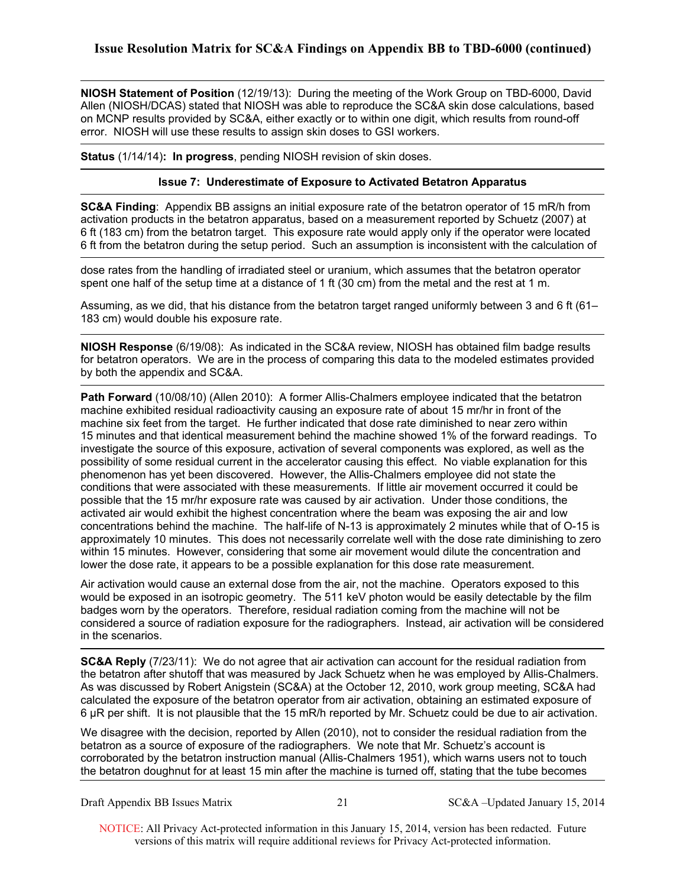**NIOSH Statement of Position** (12/19/13): During the meeting of the Work Group on TBD-6000, David Allen (NIOSH/DCAS) stated that NIOSH was able to reproduce the SC&A skin dose calculations, based on MCNP results provided by SC&A, either exactly or to within one digit, which results from round-off error. NIOSH will use these results to assign skin doses to GSI workers.

**Status** (1/14/14)**: In progress**, pending NIOSH revision of skin doses.

### Issue 7: Underestimate of Exposure to Activated Betatron Apparatus

**SC&A Finding**: Appendix BB assigns an initial exposure rate of the betatron operator of 15 mR/h from activation products in the betatron apparatus, based on a measurement reported by Schuetz (2007) at 6 ft (183 cm) from the betatron target. This exposure rate would apply only if the operator were located 6 ft from the betatron during the setup period. Such an assumption is inconsistent with the calculation of dose rates from the handling of irradiated steel or uranium, which assumes that the betatron operator spent one half of the setup time at a distance of 1 ft (30 cm) from the metal and the rest at 1 m.

Assuming, as we did, that his distance from the betatron target ranged uniformly between 3 and 6 ft (61–183 cm) would double his exposure rate.

**NIOSH Response** (6/19/08): As indicated in the SC&A review, NIOSH has obtained film badge results for betatron operators. We are in the process of comparing this data to the modeled estimates provided by both the appendix and SC&A.

**Path Forward** (10/08/10) (Allen 2010): A former Allis-Chalmers employee indicated that the betatron machine exhibited residual radioactivity causing an exposure rate of about 15 mr/hr in front of the machine six feet from the target. He further indicated that dose rate diminished to near zero within 15 minutes and that identical measurement behind the machine showed 1% of the forward readings. To investigate the source of this exposure, activation of several components was explored, as well as the possibility of some residual current in the accelerator causing this effect. No viable explanation for this phenomenon has yet been discovered. However, the Allis-Chalmers employee did not state the conditions that were associated with these measurements. If little air movement occurred it could be possible that the 15 mr/hr exposure rate was caused by air activation. Under those conditions, the activated air would exhibit the highest concentration where the beam was exposing the air and low concentrations behind the machine. The half-life of N-13 is approximately 2 minutes while that of O-15 is approximately 10 minutes. This does not necessarily correlate well with the dose rate diminishing to zero within 15 minutes. However, considering that some air movement would dilute the concentration and lower the dose rate, it appears to be a possible explanation for this dose rate measurement.

Air activation would cause an external dose from the air, not the machine. Operators exposed to this would be exposed in an isotropic geometry. The 511 keV photon would be easily detectable by the film badges worn by the operators. Therefore, residual radiation coming from the machine will not be considered a source of radiation exposure for the radiographers. Instead, air activation will be considered in the scenarios.

**SC&A Reply** (7/23/11): We do not agree that air activation can account for the residual radiation from the betatron after shutoff that was measured by Jack Schuetz when he was employed by Allis-Chalmers. As was discussed by Robert Anigstein (SC&A) at the October 12, 2010, work group meeting, SC&A had calculated the exposure of the betatron operator from air activation, obtaining an estimated exposure of 6 μR per shift. It is not plausible that the 15 mR/h reported by Mr. Schuetz could be due to air activation.

We disagree with the decision, reported by Allen (2010), not to consider the residual radiation from the betatron as a source of exposure of the radiographers. We note that Mr. Schuetz's account is corroborated by the betatron instruction manual (Allis-Chalmers 1951), which warns users not to touch the betatron doughnut for at least 15 min after the machine is turned off, stating that the tube becomes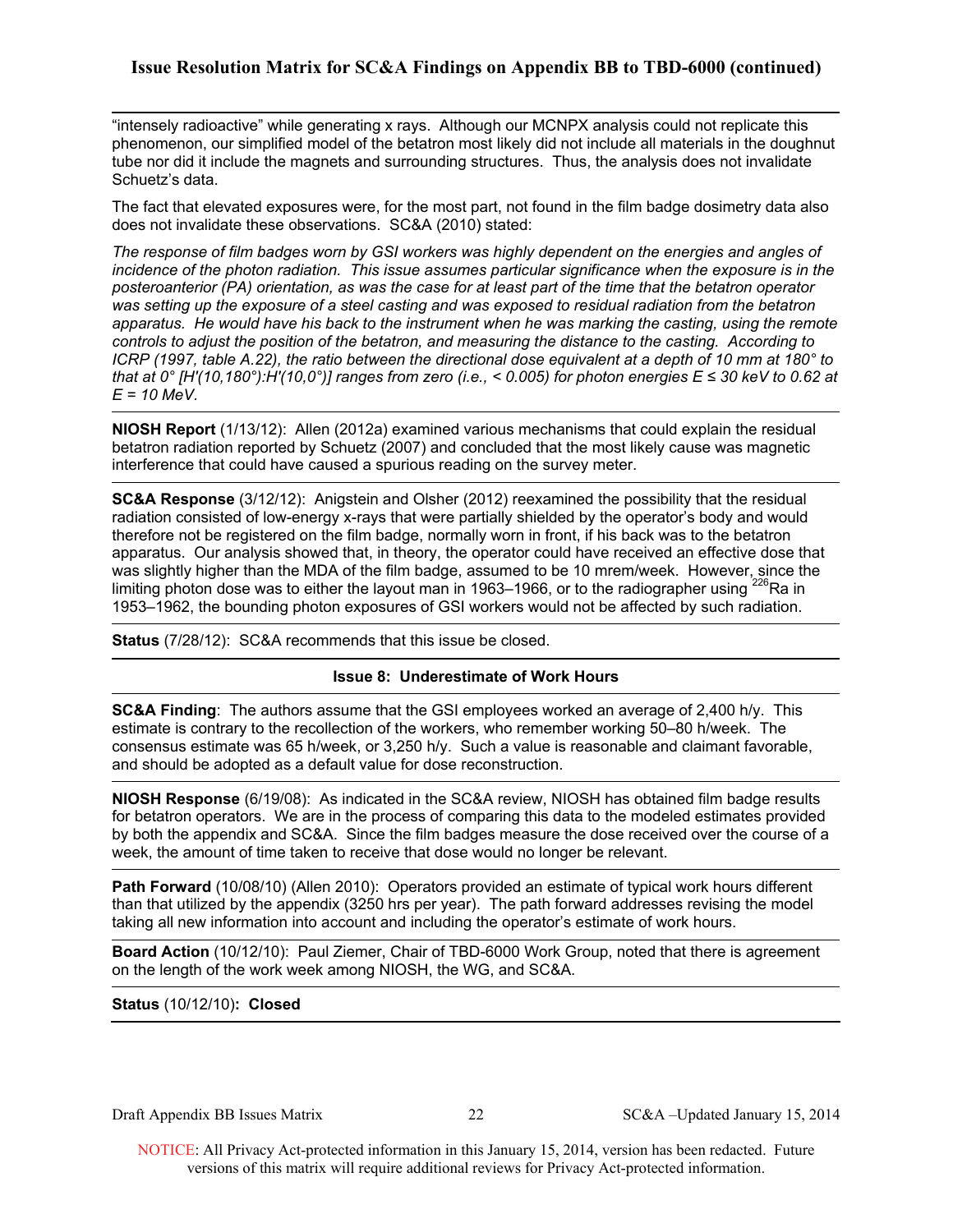"intensely radioactive" while generating x rays. Although our MCNPX analysis could not replicate this phenomenon, our simplified model of the betatron most likely did not include all materials in the doughnut tube nor did it include the magnets and surrounding structures. Thus, the analysis does not invalidate Schuetz's data.

The fact that elevated exposures were, for the most part, not found in the film badge dosimetry data also does not invalidate these observations. SC&A (2010) stated:

*The response of film badges worn by GSI workers was highly dependent on the energies and angles of incidence of the photon radiation. This issue assumes particular significance when the exposure is in the posteroanterior (PA) orientation, as was the case for at least part of the time that the betatron operator was setting up the exposure of a steel casting and was exposed to residual radiation from the betatron apparatus. He would have his back to the instrument when he was marking the casting, using the remote controls to adjust the position of the betatron, and measuring the distance to the casting. According to ICRP (1997, table A.22), the ratio between the directional dose equivalent at a depth of 10 mm at 180° to that at 0° [H'(10,180°):H'(10,0°)] ranges from zero (i.e., < 0.005) for photon energies E ≤ 30 keV to 0.62 at E = 10 MeV.*

**NIOSH Report** (1/13/12): Allen (2012a) examined various mechanisms that could explain the residual betatron radiation reported by Schuetz (2007) and concluded that the most likely cause was magnetic interference that could have caused a spurious reading on the survey meter.

**SC&A Response** (3/12/12): Anigstein and Olsher (2012) reexamined the possibility that the residual radiation consisted of low-energy x-rays that were partially shielded by the operator's body and would therefore not be registered on the film badge, normally worn in front, if his back was to the betatron apparatus. Our analysis showed that, in theory, the operator could have received an effective dose that was slightly higher than the MDA of the film badge, assumed to be 10 mrem/week. However, since the limiting photon dose was to either the layout man in 1963–1966, or to the radiographer using $^{226}$Ra in 1953–1962, the bounding photon exposures of GSI workers would not be affected by such radiation.

**Status** (7/28/12): SC&A recommends that this issue be closed.

### Issue 8: Underestimate of Work Hours

**SC&A Finding**: The authors assume that the GSI employees worked an average of 2,400 h/y. This estimate is contrary to the recollection of the workers, who remember working 50–80 h/week. The consensus estimate was 65 h/week, or 3,250 h/y. Such a value is reasonable and claimant favorable, and should be adopted as a default value for dose reconstruction.

**NIOSH Response** (6/19/08): As indicated in the SC&A review, NIOSH has obtained film badge results for betatron operators. We are in the process of comparing this data to the modeled estimates provided by both the appendix and SC&A. Since the film badges measure the dose received over the course of a week, the amount of time taken to receive that dose would no longer be relevant.

**Path Forward** (10/08/10) (Allen 2010): Operators provided an estimate of typical work hours different than that utilized by the appendix (3250 hrs per year). The path forward addresses revising the model taking all new information into account and including the operator's estimate of work hours.

**Board Action** (10/12/10): Paul Ziemer, Chair of TBD-6000 Work Group, noted that there is agreement on the length of the work week among NIOSH, the WG, and SC&A.

**Status** (10/12/10)**: Closed**

NOTICE: All Privacy Act-protected information in this January 15, 2014, version has been redacted. Future versions of this matrix will require additional reviews for Privacy Act-protected information.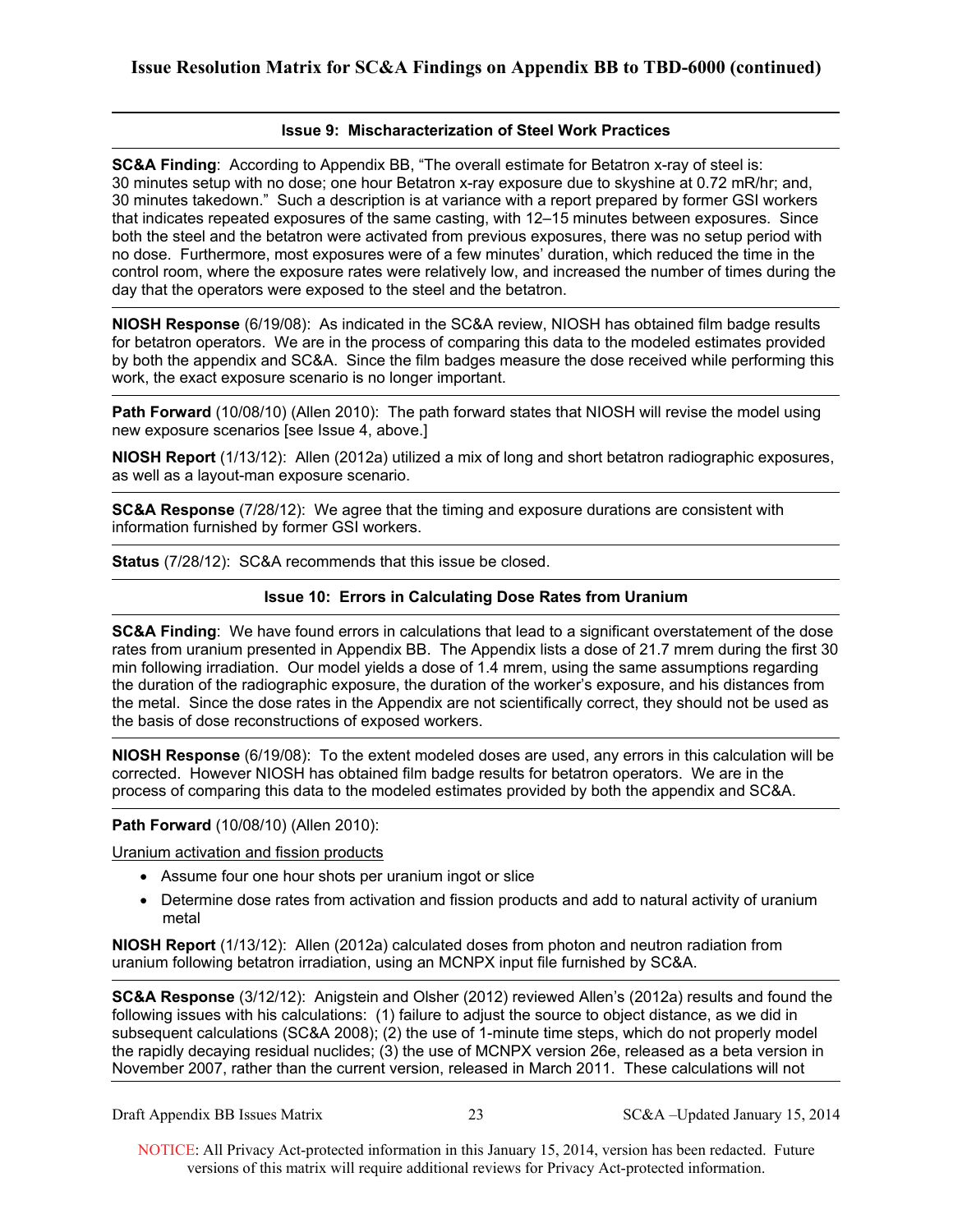## Issue Resolution Matrix for SC&A Findings on Appendix BB to TBD-6000 (continued)

### Issue 9: Mischaracterization of Steel Work Practices

**SC&A Finding**: According to Appendix BB, "The overall estimate for Betatron x-ray of steel is: 30 minutes setup with no dose; one hour Betatron x-ray exposure due to skyshine at 0.72 mR/hr; and, 30 minutes takedown." Such a description is at variance with a report prepared by former GSI workers that indicates repeated exposures of the same casting, with 12–15 minutes between exposures. Since both the steel and the betatron were activated from previous exposures, there was no setup period with no dose. Furthermore, most exposures were of a few minutes' duration, which reduced the time in the control room, where the exposure rates were relatively low, and increased the number of times during the day that the operators were exposed to the steel and the betatron.

**NIOSH Response** (6/19/08): As indicated in the SC&A review, NIOSH has obtained film badge results for betatron operators. We are in the process of comparing this data to the modeled estimates provided by both the appendix and SC&A. Since the film badges measure the dose received while performing this work, the exact exposure scenario is no longer important.

**Path Forward** (10/08/10) (Allen 2010): The path forward states that NIOSH will revise the model using new exposure scenarios [see Issue 4, above.]

**NIOSH Report** (1/13/12): Allen (2012a) utilized a mix of long and short betatron radiographic exposures, as well as a layout-man exposure scenario.

**SC&A Response** (7/28/12): We agree that the timing and exposure durations are consistent with information furnished by former GSI workers.

**Status** (7/28/12): SC&A recommends that this issue be closed.

### Issue 10: Errors in Calculating Dose Rates from Uranium

**SC&A Finding**: We have found errors in calculations that lead to a significant overstatement of the dose rates from uranium presented in Appendix BB. The Appendix lists a dose of 21.7 mrem during the first 30 min following irradiation. Our model yields a dose of 1.4 mrem, using the same assumptions regarding the duration of the radiographic exposure, the duration of the worker's exposure, and his distances from the metal. Since the dose rates in the Appendix are not scientifically correct, they should not be used as the basis of dose reconstructions of exposed workers.

**NIOSH Response** (6/19/08): To the extent modeled doses are used, any errors in this calculation will be corrected. However NIOSH has obtained film badge results for betatron operators. We are in the process of comparing this data to the modeled estimates provided by both the appendix and SC&A.

**Path Forward** (10/08/10) (Allen 2010):

Uranium activation and fission products

- Assume four one hour shots per uranium ingot or slice
- Determine dose rates from activation and fission products and add to natural activity of uranium metal

**NIOSH Report** (1/13/12): Allen (2012a) calculated doses from photon and neutron radiation from uranium following betatron irradiation, using an MCNPX input file furnished by SC&A.

**SC&A Response** (3/12/12): Anigstein and Olsher (2012) reviewed Allen's (2012a) results and found the following issues with his calculations: (1) failure to adjust the source to object distance, as we did in subsequent calculations (SC&A 2008); (2) the use of 1-minute time steps, which do not properly model the rapidly decaying residual nuclides; (3) the use of MCNPX version 26e, released as a beta version in November 2007, rather than the current version, released in March 2011. These calculations will not

NOTICE: All Privacy Act-protected information in this January 15, 2014, version has been redacted. Future versions of this matrix will require additional reviews for Privacy Act-protected information.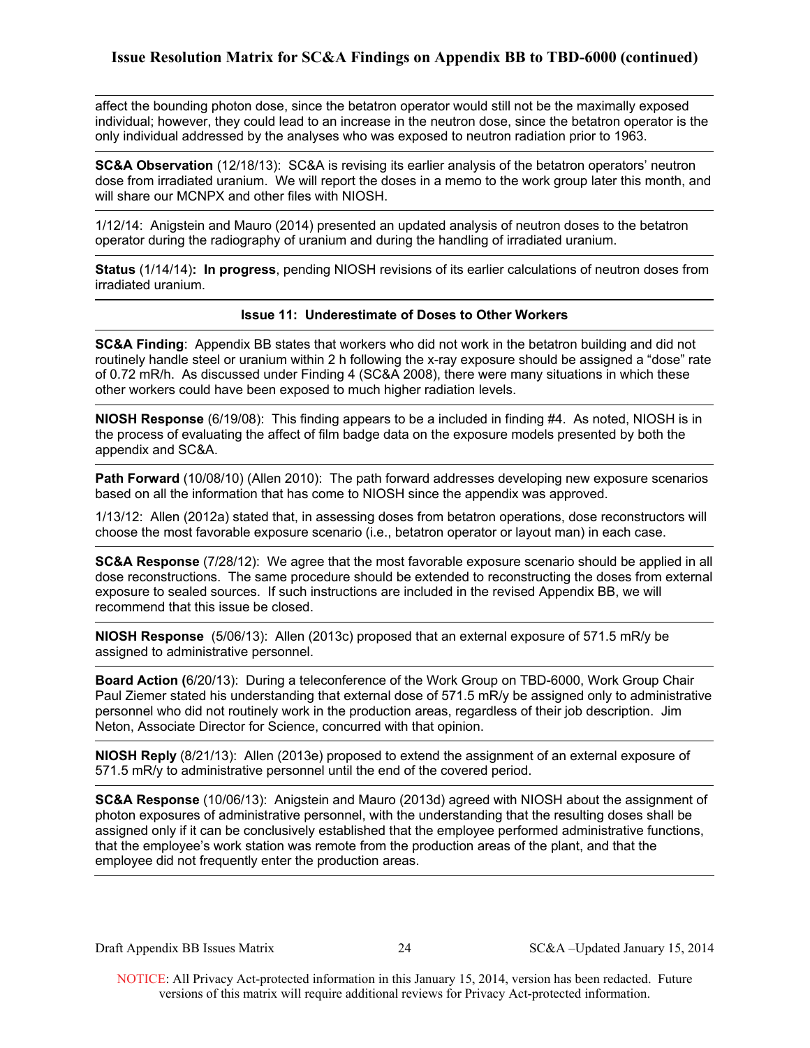affect the bounding photon dose, since the betatron operator would still not be the maximally exposed individual; however, they could lead to an increase in the neutron dose, since the betatron operator is the only individual addressed by the analyses who was exposed to neutron radiation prior to 1963.

**SC&A Observation** (12/18/13): SC&A is revising its earlier analysis of the betatron operators' neutron dose from irradiated uranium. We will report the doses in a memo to the work group later this month, and will share our MCNPX and other files with NIOSH.

1/12/14: Anigstein and Mauro (2014) presented an updated analysis of neutron doses to the betatron operator during the radiography of uranium and during the handling of irradiated uranium.

**Status** (1/14/14)**: In progress**, pending NIOSH revisions of its earlier calculations of neutron doses from irradiated uranium.

**Issue 11: Underestimate of Doses to Other Workers**

**SC&A Finding**: Appendix BB states that workers who did not work in the betatron building and did not routinely handle steel or uranium within 2 h following the x-ray exposure should be assigned a "dose" rate of 0.72 mR/h. As discussed under Finding 4 (SC&A 2008), there were many situations in which these other workers could have been exposed to much higher radiation levels.

**NIOSH Response** (6/19/08): This finding appears to be a included in finding #4. As noted, NIOSH is in the process of evaluating the affect of film badge data on the exposure models presented by both the appendix and SC&A.

**Path Forward** (10/08/10) (Allen 2010): The path forward addresses developing new exposure scenarios based on all the information that has come to NIOSH since the appendix was approved.

1/13/12: Allen (2012a) stated that, in assessing doses from betatron operations, dose reconstructors will choose the most favorable exposure scenario (i.e., betatron operator or layout man) in each case.

**SC&A Response** (7/28/12): We agree that the most favorable exposure scenario should be applied in all dose reconstructions. The same procedure should be extended to reconstructing the doses from external exposure to sealed sources. If such instructions are included in the revised Appendix BB, we will recommend that this issue be closed.

**NIOSH Response** (5/06/13): Allen (2013c) proposed that an external exposure of 571.5 mR/y be assigned to administrative personnel.

**Board Action (**6/20/13): During a teleconference of the Work Group on TBD-6000, Work Group Chair Paul Ziemer stated his understanding that external dose of 571.5 mR/y be assigned only to administrative personnel who did not routinely work in the production areas, regardless of their job description. Jim Neton, Associate Director for Science, concurred with that opinion.

**NIOSH Reply** (8/21/13): Allen (2013e) proposed to extend the assignment of an external exposure of 571.5 mR/y to administrative personnel until the end of the covered period.

**SC&A Response** (10/06/13): Anigstein and Mauro (2013d) agreed with NIOSH about the assignment of photon exposures of administrative personnel, with the understanding that the resulting doses shall be assigned only if it can be conclusively established that the employee performed administrative functions, that the employee's work station was remote from the production areas of the plant, and that the employee did not frequently enter the production areas.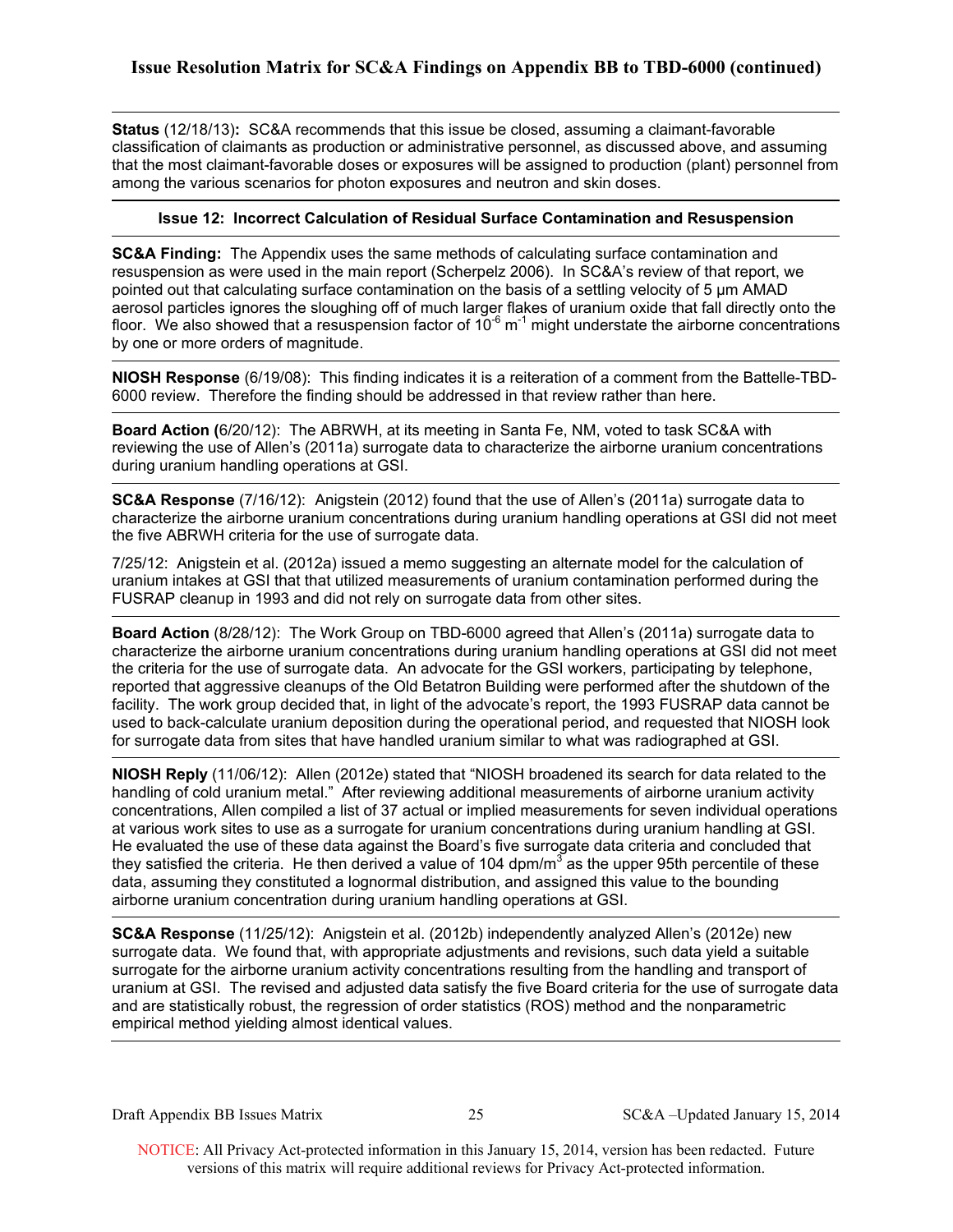**Status** (12/18/13)**:** SC&A recommends that this issue be closed, assuming a claimant-favorable classification of claimants as production or administrative personnel, as discussed above, and assuming that the most claimant-favorable doses or exposures will be assigned to production (plant) personnel from among the various scenarios for photon exposures and neutron and skin doses.

---

**Issue 12: Incorrect Calculation of Residual Surface Contamination and Resuspension**

---

**SC&A Finding:** The Appendix uses the same methods of calculating surface contamination and resuspension as were used in the main report (Scherpelz 2006). In SC&A's review of that report, we pointed out that calculating surface contamination on the basis of a settling velocity of 5 μm AMAD aerosol particles ignores the sloughing off of much larger flakes of uranium oxide that fall directly onto the floor. We also showed that a resuspension factor of $10^{-6}$ $m^{-1}$ might understate the airborne concentrations by one or more orders of magnitude.

---

**NIOSH Response** (6/19/08): This finding indicates it is a reiteration of a comment from the Battelle-TBD-6000 review. Therefore the finding should be addressed in that review rather than here.

---

**Board Action (**6/20/12): The ABRWH, at its meeting in Santa Fe, NM, voted to task SC&A with reviewing the use of Allen's (2011a) surrogate data to characterize the airborne uranium concentrations during uranium handling operations at GSI.

---

**SC&A Response** (7/16/12): Anigstein (2012) found that the use of Allen's (2011a) surrogate data to characterize the airborne uranium concentrations during uranium handling operations at GSI did not meet the five ABRWH criteria for the use of surrogate data.

7/25/12: Anigstein et al. (2012a) issued a memo suggesting an alternate model for the calculation of uranium intakes at GSI that that utilized measurements of uranium contamination performed during the FUSRAP cleanup in 1993 and did not rely on surrogate data from other sites.

---

**Board Action** (8/28/12): The Work Group on TBD-6000 agreed that Allen's (2011a) surrogate data to characterize the airborne uranium concentrations during uranium handling operations at GSI did not meet the criteria for the use of surrogate data. An advocate for the GSI workers, participating by telephone, reported that aggressive cleanups of the Old Betatron Building were performed after the shutdown of the facility. The work group decided that, in light of the advocate's report, the 1993 FUSRAP data cannot be used to back-calculate uranium deposition during the operational period, and requested that NIOSH look for surrogate data from sites that have handled uranium similar to what was radiographed at GSI.

---

**NIOSH Reply** (11/06/12): Allen (2012e) stated that "NIOSH broadened its search for data related to the handling of cold uranium metal." After reviewing additional measurements of airborne uranium activity concentrations, Allen compiled a list of 37 actual or implied measurements for seven individual operations at various work sites to use as a surrogate for uranium concentrations during uranium handling at GSI. He evaluated the use of these data against the Board's five surrogate data criteria and concluded that they satisfied the criteria. He then derived a value of 104 dpm/$m^3$ as the upper 95th percentile of these data, assuming they constituted a lognormal distribution, and assigned this value to the bounding airborne uranium concentration during uranium handling operations at GSI.

---

**SC&A Response** (11/25/12): Anigstein et al. (2012b) independently analyzed Allen's (2012e) new surrogate data. We found that, with appropriate adjustments and revisions, such data yield a suitable surrogate for the airborne uranium activity concentrations resulting from the handling and transport of uranium at GSI. The revised and adjusted data satisfy the five Board criteria for the use of surrogate data and are statistically robust, the regression of order statistics (ROS) method and the nonparametric empirical method yielding almost identical values.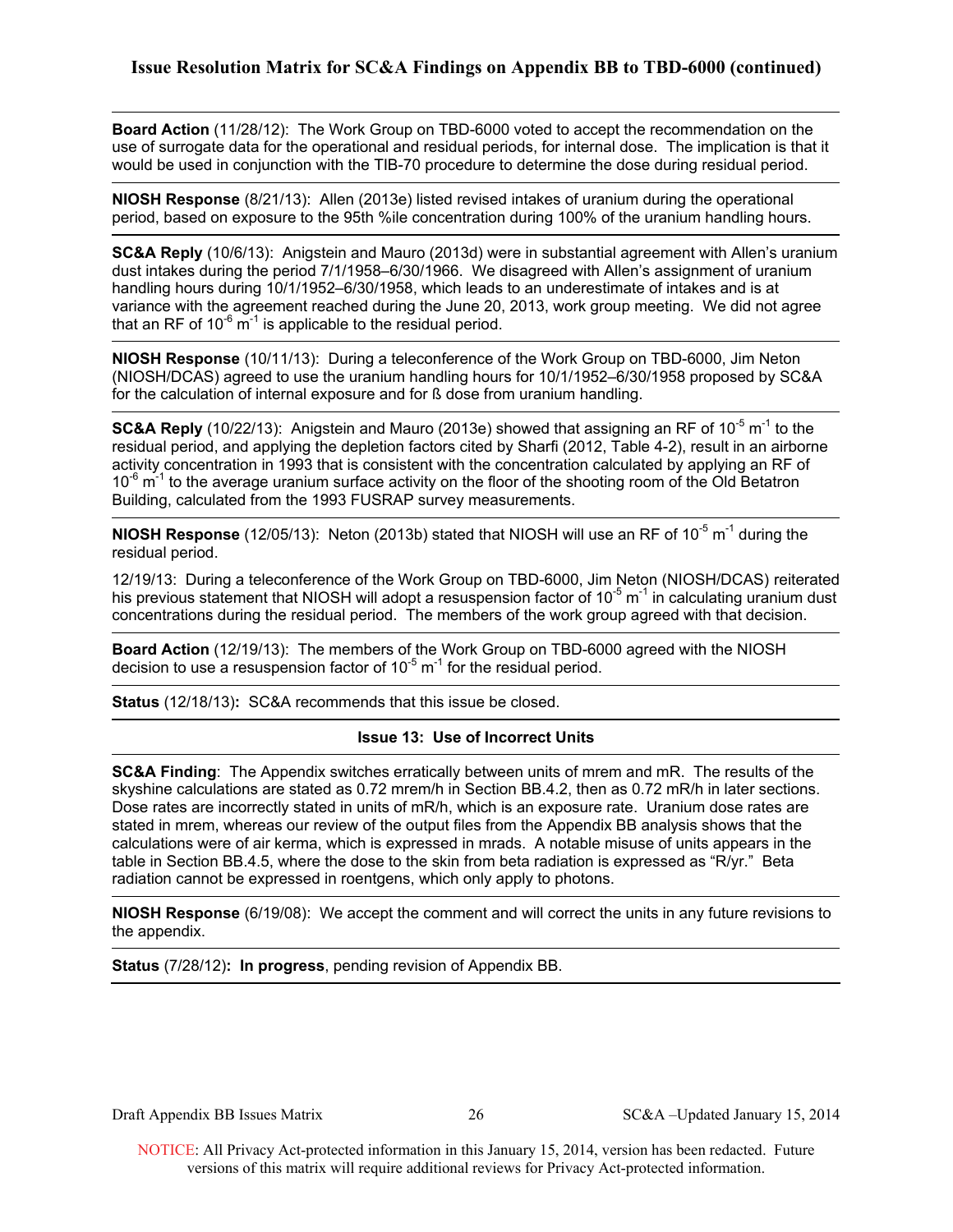**Board Action** (11/28/12): The Work Group on TBD-6000 voted to accept the recommendation on the use of surrogate data for the operational and residual periods, for internal dose. The implication is that it would be used in conjunction with the TIB-70 procedure to determine the dose during residual period.

**NIOSH Response** (8/21/13): Allen (2013e) listed revised intakes of uranium during the operational period, based on exposure to the 95th %ile concentration during 100% of the uranium handling hours.

**SC&A Reply** (10/6/13): Anigstein and Mauro (2013d) were in substantial agreement with Allen's uranium dust intakes during the period 7/1/1958–6/30/1966. We disagreed with Allen's assignment of uranium handling hours during 10/1/1952–6/30/1958, which leads to an underestimate of intakes and is at variance with the agreement reached during the June 20, 2013, work group meeting. We did not agree that an RF of $10^{-6}$ $m^{-1}$ is applicable to the residual period.

**NIOSH Response** (10/11/13): During a teleconference of the Work Group on TBD-6000, Jim Neton (NIOSH/DCAS) agreed to use the uranium handling hours for 10/1/1952–6/30/1958 proposed by SC&A for the calculation of internal exposure and for ß dose from uranium handling.

**SC&A Reply** (10/22/13): Anigstein and Mauro (2013e) showed that assigning an RF of $10^{-5}$ $m^{-1}$ to the residual period, and applying the depletion factors cited by Sharfi (2012, Table 4-2), result in an airborne activity concentration in 1993 that is consistent with the concentration calculated by applying an RF of $10^{-6}$ $m^{-1}$ to the average uranium surface activity on the floor of the shooting room of the Old Betatron Building, calculated from the 1993 FUSRAP survey measurements.

**NIOSH Response** (12/05/13): Neton (2013b) stated that NIOSH will use an RF of $10^{-5}$ $m^{-1}$ during the residual period.

12/19/13: During a teleconference of the Work Group on TBD-6000, Jim Neton (NIOSH/DCAS) reiterated his previous statement that NIOSH will adopt a resuspension factor of $10^{-5}$ $m^{-1}$ in calculating uranium dust concentrations during the residual period. The members of the work group agreed with that decision.

**Board Action** (12/19/13): The members of the Work Group on TBD-6000 agreed with the NIOSH decision to use a resuspension factor of $10^{-5}$ $m^{-1}$ for the residual period.

**Status** (12/18/13)**:** SC&A recommends that this issue be closed.

**Issue 13: Use of Incorrect Units**

**SC&A Finding**: The Appendix switches erratically between units of mrem and mR. The results of the skyshine calculations are stated as 0.72 mrem/h in Section BB.4.2, then as 0.72 mR/h in later sections. Dose rates are incorrectly stated in units of mR/h, which is an exposure rate. Uranium dose rates are stated in mrem, whereas our review of the output files from the Appendix BB analysis shows that the calculations were of air kerma, which is expressed in mrads. A notable misuse of units appears in the table in Section BB.4.5, where the dose to the skin from beta radiation is expressed as "R/yr." Beta radiation cannot be expressed in roentgens, which only apply to photons.

**NIOSH Response** (6/19/08): We accept the comment and will correct the units in any future revisions to the appendix.

**Status** (7/28/12)**: In progress**, pending revision of Appendix BB.

NOTICE: All Privacy Act-protected information in this January 15, 2014, version has been redacted. Future versions of this matrix will require additional reviews for Privacy Act-protected information.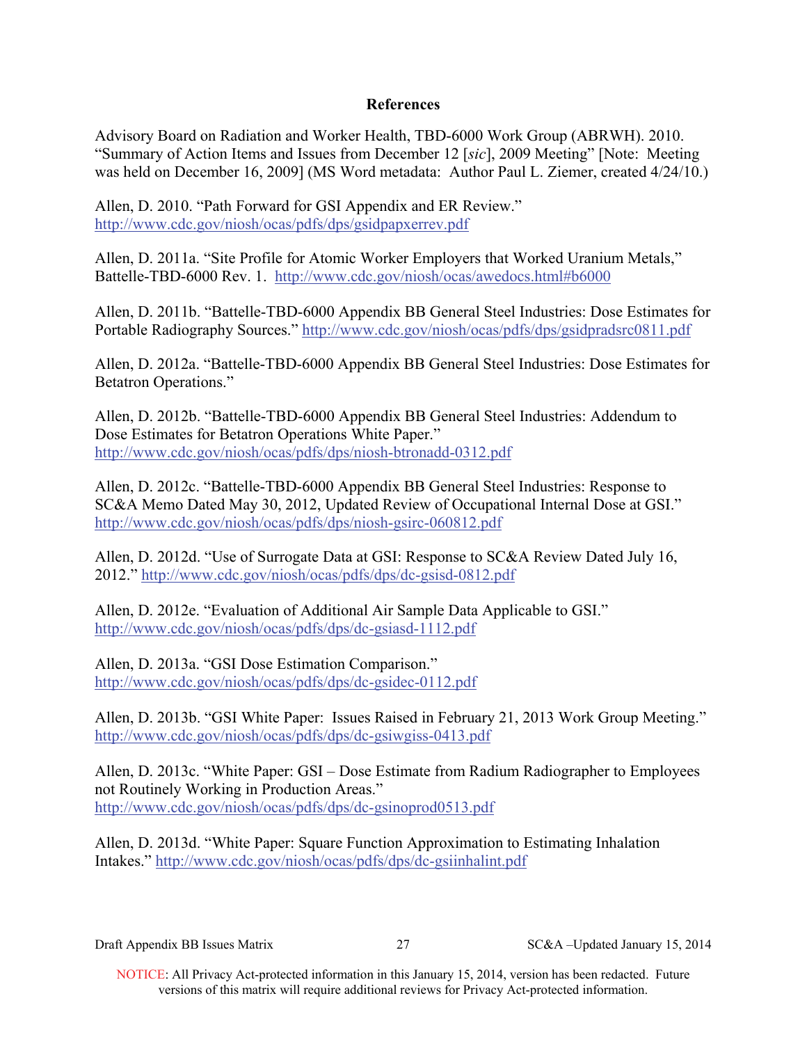## References

Advisory Board on Radiation and Worker Health, TBD-6000 Work Group (ABRWH). 2010. "Summary of Action Items and Issues from December 12 [*sic*], 2009 Meeting" [Note: Meeting was held on December 16, 2009] (MS Word metadata: Author Paul L. Ziemer, created 4/24/10.)

Allen, D. 2010. "Path Forward for GSI Appendix and ER Review." http://www.cdc.gov/niosh/ocas/pdfs/dps/gsidpapxerrev.pdf

Allen, D. 2011a. "Site Profile for Atomic Worker Employers that Worked Uranium Metals," Battelle-TBD-6000 Rev. 1. http://www.cdc.gov/niosh/ocas/awedocs.html#b6000

Allen, D. 2011b. "Battelle-TBD-6000 Appendix BB General Steel Industries: Dose Estimates for Portable Radiography Sources." http://www.cdc.gov/niosh/ocas/pdfs/dps/gsidpradsrc0811.pdf

Allen, D. 2012a. "Battelle-TBD-6000 Appendix BB General Steel Industries: Dose Estimates for Betatron Operations."

Allen, D. 2012b. "Battelle-TBD-6000 Appendix BB General Steel Industries: Addendum to Dose Estimates for Betatron Operations White Paper." http://www.cdc.gov/niosh/ocas/pdfs/dps/niosh-btronadd-0312.pdf

Allen, D. 2012c. "Battelle-TBD-6000 Appendix BB General Steel Industries: Response to SC&A Memo Dated May 30, 2012, Updated Review of Occupational Internal Dose at GSI." http://www.cdc.gov/niosh/ocas/pdfs/dps/niosh-gsirc-060812.pdf

Allen, D. 2012d. "Use of Surrogate Data at GSI: Response to SC&A Review Dated July 16, 2012." http://www.cdc.gov/niosh/ocas/pdfs/dps/dc-gsisd-0812.pdf

Allen, D. 2012e. "Evaluation of Additional Air Sample Data Applicable to GSI." http://www.cdc.gov/niosh/ocas/pdfs/dps/dc-gsiasd-1112.pdf

Allen, D. 2013a. "GSI Dose Estimation Comparison." http://www.cdc.gov/niosh/ocas/pdfs/dps/dc-gsidec-0112.pdf

Allen, D. 2013b. "GSI White Paper: Issues Raised in February 21, 2013 Work Group Meeting." http://www.cdc.gov/niosh/ocas/pdfs/dps/dc-gsiwgiss-0413.pdf

Allen, D. 2013c. "White Paper: GSI – Dose Estimate from Radium Radiographer to Employees not Routinely Working in Production Areas." http://www.cdc.gov/niosh/ocas/pdfs/dps/dc-gsinoprod0513.pdf

Allen, D. 2013d. "White Paper: Square Function Approximation to Estimating Inhalation Intakes." http://www.cdc.gov/niosh/ocas/pdfs/dps/dc-gsiinhalint.pdf

NOTICE: All Privacy Act-protected information in this January 15, 2014, version has been redacted. Future versions of this matrix will require additional reviews for Privacy Act-protected information.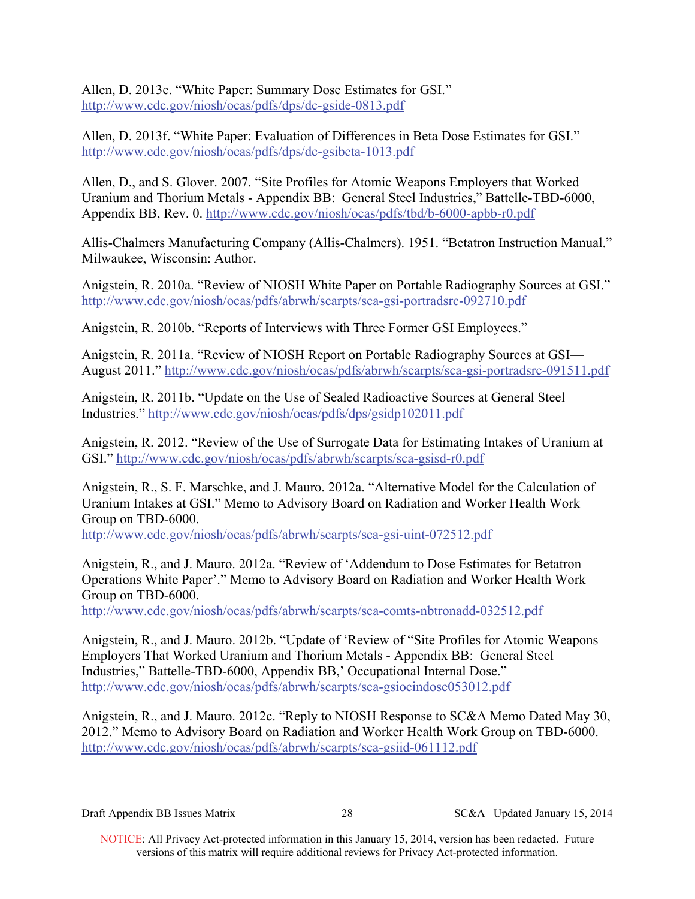Allen, D. 2013e. "White Paper: Summary Dose Estimates for GSI." http://www.cdc.gov/niosh/ocas/pdfs/dps/dc-gside-0813.pdf

Allen, D. 2013f. "White Paper: Evaluation of Differences in Beta Dose Estimates for GSI." http://www.cdc.gov/niosh/ocas/pdfs/dps/dc-gsibeta-1013.pdf

Allen, D., and S. Glover. 2007. "Site Profiles for Atomic Weapons Employers that Worked Uranium and Thorium Metals - Appendix BB: General Steel Industries," Battelle-TBD-6000, Appendix BB, Rev. 0. http://www.cdc.gov/niosh/ocas/pdfs/tbd/b-6000-apbb-r0.pdf

Allis-Chalmers Manufacturing Company (Allis-Chalmers). 1951. "Betatron Instruction Manual." Milwaukee, Wisconsin: Author.

Anigstein, R. 2010a. "Review of NIOSH White Paper on Portable Radiography Sources at GSI." http://www.cdc.gov/niosh/ocas/pdfs/abrwh/scarpts/sca-gsi-portradsrc-092710.pdf

Anigstein, R. 2010b. "Reports of Interviews with Three Former GSI Employees."

Anigstein, R. 2011a. "Review of NIOSH Report on Portable Radiography Sources at GSI—August 2011." http://www.cdc.gov/niosh/ocas/pdfs/abrwh/scarpts/sca-gsi-portradsrc-091511.pdf

Anigstein, R. 2011b. "Update on the Use of Sealed Radioactive Sources at General Steel Industries." http://www.cdc.gov/niosh/ocas/pdfs/dps/gsidp102011.pdf

Anigstein, R. 2012. "Review of the Use of Surrogate Data for Estimating Intakes of Uranium at GSI." http://www.cdc.gov/niosh/ocas/pdfs/abrwh/scarpts/sca-gsisd-r0.pdf

Anigstein, R., S. F. Marschke, and J. Mauro. 2012a. "Alternative Model for the Calculation of Uranium Intakes at GSI." Memo to Advisory Board on Radiation and Worker Health Work Group on TBD-6000. http://www.cdc.gov/niosh/ocas/pdfs/abrwh/scarpts/sca-gsi-uint-072512.pdf

Anigstein, R., and J. Mauro. 2012a. "Review of 'Addendum to Dose Estimates for Betatron Operations White Paper'." Memo to Advisory Board on Radiation and Worker Health Work Group on TBD-6000. http://www.cdc.gov/niosh/ocas/pdfs/abrwh/scarpts/sca-comts-nbtronadd-032512.pdf

Anigstein, R., and J. Mauro. 2012b. "Update of 'Review of "Site Profiles for Atomic Weapons Employers That Worked Uranium and Thorium Metals - Appendix BB: General Steel Industries," Battelle-TBD-6000, Appendix BB,' Occupational Internal Dose." http://www.cdc.gov/niosh/ocas/pdfs/abrwh/scarpts/sca-gsiocindose053012.pdf

Anigstein, R., and J. Mauro. 2012c. "Reply to NIOSH Response to SC&A Memo Dated May 30, 2012." Memo to Advisory Board on Radiation and Worker Health Work Group on TBD-6000. http://www.cdc.gov/niosh/ocas/pdfs/abrwh/scarpts/sca-gsiid-061112.pdf

NOTICE: All Privacy Act-protected information in this January 15, 2014, version has been redacted. Future versions of this matrix will require additional reviews for Privacy Act-protected information.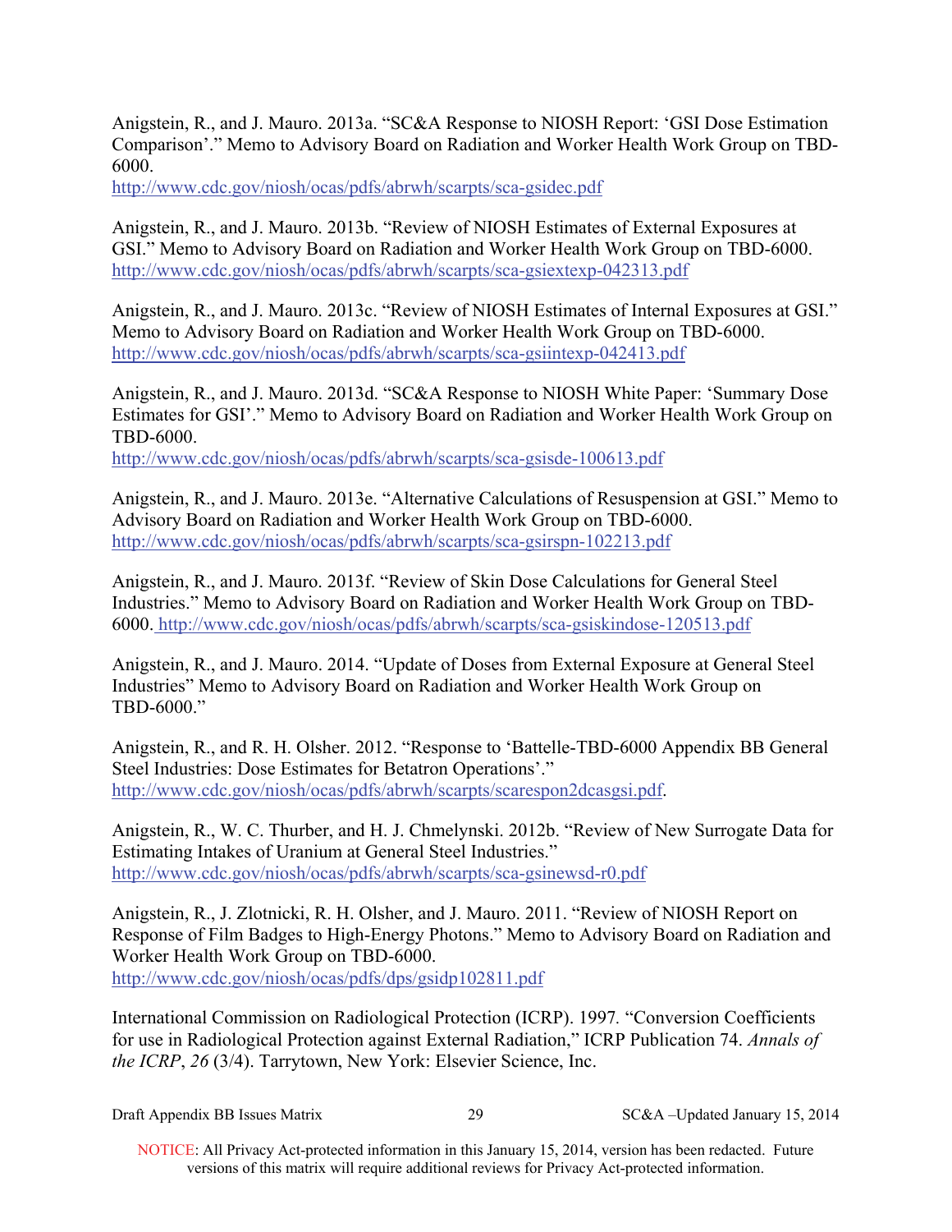Anigstein, R., and J. Mauro. 2013a. "SC&A Response to NIOSH Report: 'GSI Dose Estimation Comparison'." Memo to Advisory Board on Radiation and Worker Health Work Group on TBD-6000.
http://www.cdc.gov/niosh/ocas/pdfs/abrwh/scarpts/sca-gsidec.pdf

Anigstein, R., and J. Mauro. 2013b. "Review of NIOSH Estimates of External Exposures at GSI." Memo to Advisory Board on Radiation and Worker Health Work Group on TBD-6000.
http://www.cdc.gov/niosh/ocas/pdfs/abrwh/scarpts/sca-gsiextexp-042313.pdf

Anigstein, R., and J. Mauro. 2013c. "Review of NIOSH Estimates of Internal Exposures at GSI." Memo to Advisory Board on Radiation and Worker Health Work Group on TBD-6000.
http://www.cdc.gov/niosh/ocas/pdfs/abrwh/scarpts/sca-gsiintexp-042413.pdf

Anigstein, R., and J. Mauro. 2013d. "SC&A Response to NIOSH White Paper: 'Summary Dose Estimates for GSI'." Memo to Advisory Board on Radiation and Worker Health Work Group on TBD-6000.
http://www.cdc.gov/niosh/ocas/pdfs/abrwh/scarpts/sca-gsisde-100613.pdf

Anigstein, R., and J. Mauro. 2013e. "Alternative Calculations of Resuspension at GSI." Memo to Advisory Board on Radiation and Worker Health Work Group on TBD-6000.
http://www.cdc.gov/niosh/ocas/pdfs/abrwh/scarpts/sca-gsirspn-102213.pdf

Anigstein, R., and J. Mauro. 2013f. "Review of Skin Dose Calculations for General Steel Industries." Memo to Advisory Board on Radiation and Worker Health Work Group on TBD-6000. http://www.cdc.gov/niosh/ocas/pdfs/abrwh/scarpts/sca-gsiskindose-120513.pdf

Anigstein, R., and J. Mauro. 2014. "Update of Doses from External Exposure at General Steel Industries" Memo to Advisory Board on Radiation and Worker Health Work Group on TBD-6000."

Anigstein, R., and R. H. Olsher. 2012. "Response to 'Battelle-TBD-6000 Appendix BB General Steel Industries: Dose Estimates for Betatron Operations'."
http://www.cdc.gov/niosh/ocas/pdfs/abrwh/scarpts/scarespon2dcasgsi.pdf.

Anigstein, R., W. C. Thurber, and H. J. Chmelynski. 2012b. "Review of New Surrogate Data for Estimating Intakes of Uranium at General Steel Industries."
http://www.cdc.gov/niosh/ocas/pdfs/abrwh/scarpts/sca-gsinewsd-r0.pdf

Anigstein, R., J. Zlotnicki, R. H. Olsher, and J. Mauro. 2011. "Review of NIOSH Report on Response of Film Badges to High-Energy Photons." Memo to Advisory Board on Radiation and Worker Health Work Group on TBD-6000.
http://www.cdc.gov/niosh/ocas/pdfs/dps/gsidp102811.pdf

International Commission on Radiological Protection (ICRP). 1997. "Conversion Coefficients for use in Radiological Protection against External Radiation," ICRP Publication 74. *Annals of the ICRP*, *26* (3/4). Tarrytown, New York: Elsevier Science, Inc.

NOTICE: All Privacy Act-protected information in this January 15, 2014, version has been redacted. Future versions of this matrix will require additional reviews for Privacy Act-protected information.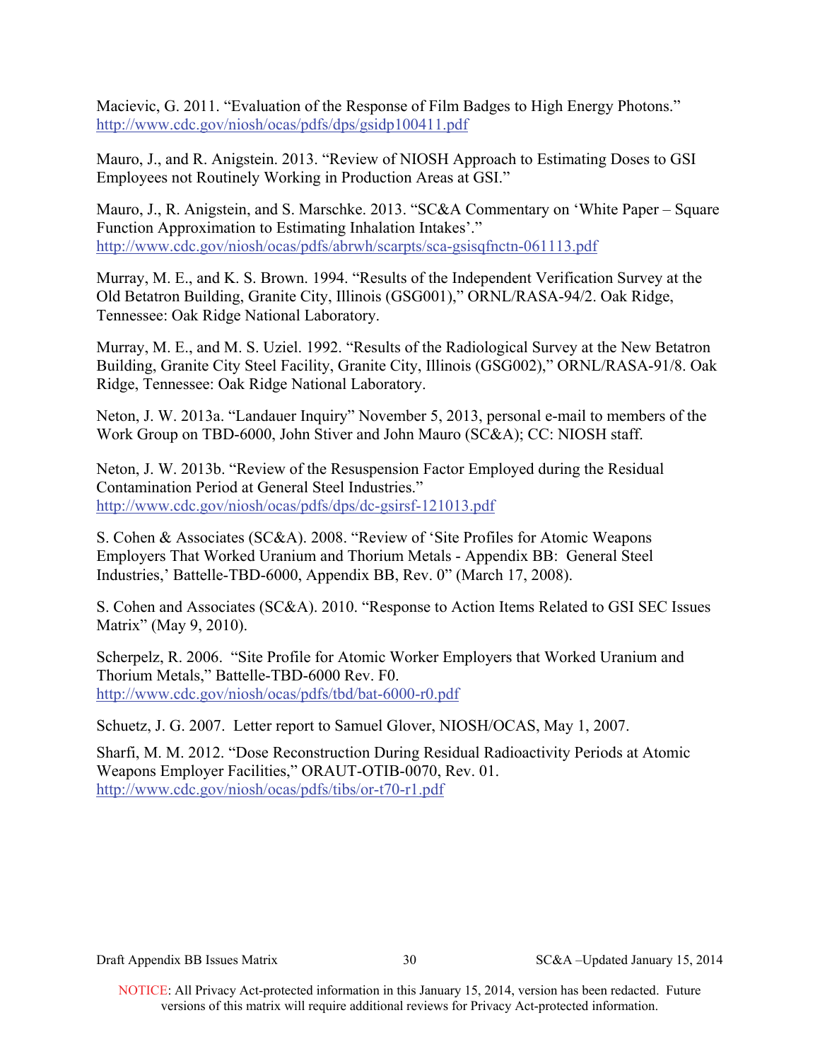Macievic, G. 2011. “Evaluation of the Response of Film Badges to High Energy Photons.” http://www.cdc.gov/niosh/ocas/pdfs/dps/gsidp100411.pdf

Mauro, J., and R. Anigstein. 2013. “Review of NIOSH Approach to Estimating Doses to GSI Employees not Routinely Working in Production Areas at GSI.”

Mauro, J., R. Anigstein, and S. Marschke. 2013. “SC&A Commentary on ‘White Paper – Square Function Approximation to Estimating Inhalation Intakes’.” http://www.cdc.gov/niosh/ocas/pdfs/abrwh/scarpts/sca-gsisqfnctn-061113.pdf

Murray, M. E., and K. S. Brown. 1994. “Results of the Independent Verification Survey at the Old Betatron Building, Granite City, Illinois (GSG001),” ORNL/RASA-94/2. Oak Ridge, Tennessee: Oak Ridge National Laboratory.

Murray, M. E., and M. S. Uziel. 1992. “Results of the Radiological Survey at the New Betatron Building, Granite City Steel Facility, Granite City, Illinois (GSG002),” ORNL/RASA-91/8. Oak Ridge, Tennessee: Oak Ridge National Laboratory.

Neton, J. W. 2013a. “Landauer Inquiry” November 5, 2013, personal e-mail to members of the Work Group on TBD-6000, John Stiver and John Mauro (SC&A); CC: NIOSH staff.

Neton, J. W. 2013b. “Review of the Resuspension Factor Employed during the Residual Contamination Period at General Steel Industries.” http://www.cdc.gov/niosh/ocas/pdfs/dps/dc-gsirsf-121013.pdf

S. Cohen & Associates (SC&A). 2008. “Review of ‘Site Profiles for Atomic Weapons Employers That Worked Uranium and Thorium Metals - Appendix BB: General Steel Industries,’ Battelle-TBD-6000, Appendix BB, Rev. 0” (March 17, 2008).

S. Cohen and Associates (SC&A). 2010. “Response to Action Items Related to GSI SEC Issues Matrix” (May 9, 2010).

Scherpelz, R. 2006. “Site Profile for Atomic Worker Employers that Worked Uranium and Thorium Metals,” Battelle-TBD-6000 Rev. F0. http://www.cdc.gov/niosh/ocas/pdfs/tbd/bat-6000-r0.pdf

Schuetz, J. G. 2007. Letter report to Samuel Glover, NIOSH/OCAS, May 1, 2007.

Sharfi, M. M. 2012. “Dose Reconstruction During Residual Radioactivity Periods at Atomic Weapons Employer Facilities,” ORAUT-OTIB-0070, Rev. 01. http://www.cdc.gov/niosh/ocas/pdfs/tibs/or-t70-r1.pdf

NOTICE: All Privacy Act-protected information in this January 15, 2014, version has been redacted. Future versions of this matrix will require additional reviews for Privacy Act-protected information.